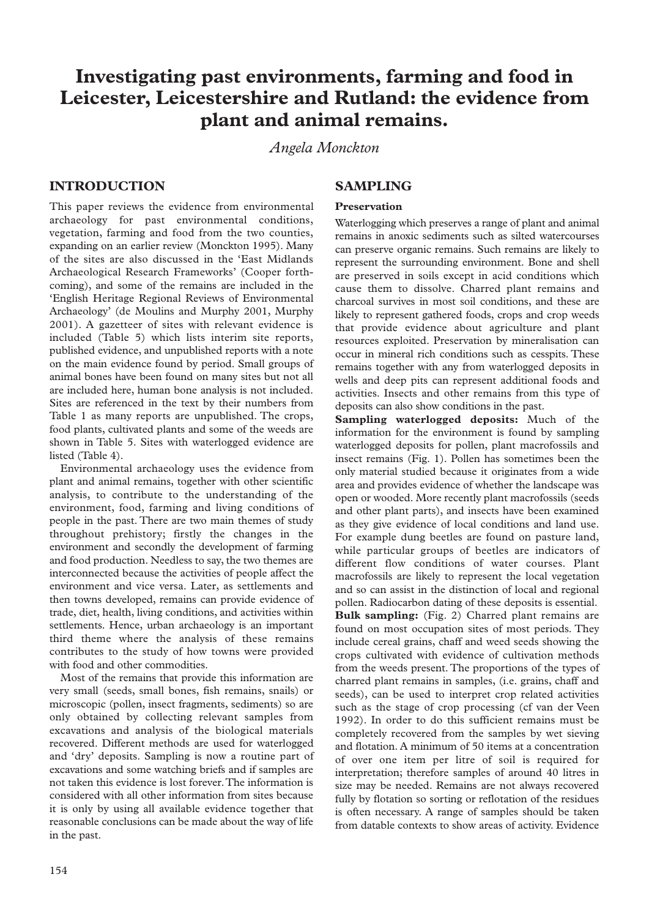# Investigating past environments, farming and food in Leicester, Leicestershire and Rutland: the evidence from plant and animal remains.

*Angela Monckton*

## INTRODUCTION

This paper reviews the evidence from environmental archaeology for past environmental conditions, vegetation, farming and food from the two counties, expanding on an earlier review (Monckton 1995). Many of the sites are also discussed in the 'East Midlands Archaeological Research Frameworks' (Cooper forthcoming), and some of the remains are included in the 'English Heritage Regional Reviews of Environmental Archaeology' (de Moulins and Murphy 2001, Murphy 2001). A gazetteer of sites with relevant evidence is included (Table 5) which lists interim site reports, published evidence, and unpublished reports with a note on the main evidence found by period. Small groups of animal bones have been found on many sites but not all are included here, human bone analysis is not included. Sites are referenced in the text by their numbers from Table 1 as many reports are unpublished. The crops, food plants, cultivated plants and some of the weeds are shown in Table 5. Sites with waterlogged evidence are listed (Table 4).

Environmental archaeology uses the evidence from plant and animal remains, together with other scientific analysis, to contribute to the understanding of the environment, food, farming and living conditions of people in the past. There are two main themes of study throughout prehistory; firstly the changes in the environment and secondly the development of farming and food production. Needless to say, the two themes are interconnected because the activities of people affect the environment and vice versa. Later, as settlements and then towns developed, remains can provide evidence of trade, diet, health, living conditions, and activities within settlements. Hence, urban archaeology is an important third theme where the analysis of these remains contributes to the study of how towns were provided with food and other commodities.

Most of the remains that provide this information are very small (seeds, small bones, fish remains, snails) or microscopic (pollen, insect fragments, sediments) so are only obtained by collecting relevant samples from excavations and analysis of the biological materials recovered. Different methods are used for waterlogged and 'dry' deposits. Sampling is now a routine part of excavations and some watching briefs and if samples are not taken this evidence is lost forever. The information is considered with all other information from sites because it is only by using all available evidence together that reasonable conclusions can be made about the way of life in the past.

## SAMPLING

### Preservation

Waterlogging which preserves a range of plant and animal remains in anoxic sediments such as silted watercourses can preserve organic remains. Such remains are likely to represent the surrounding environment. Bone and shell are preserved in soils except in acid conditions which cause them to dissolve. Charred plant remains and charcoal survives in most soil conditions, and these are likely to represent gathered foods, crops and crop weeds that provide evidence about agriculture and plant resources exploited. Preservation by mineralisation can occur in mineral rich conditions such as cesspits. These remains together with any from waterlogged deposits in wells and deep pits can represent additional foods and activities. Insects and other remains from this type of deposits can also show conditions in the past.

**Sampling waterlogged deposits:** Much of the information for the environment is found by sampling waterlogged deposits for pollen, plant macrofossils and insect remains (Fig. 1). Pollen has sometimes been the only material studied because it originates from a wide area and provides evidence of whether the landscape was open or wooded. More recently plant macrofossils (seeds and other plant parts), and insects have been examined as they give evidence of local conditions and land use. For example dung beetles are found on pasture land, while particular groups of beetles are indicators of different flow conditions of water courses. Plant macrofossils are likely to represent the local vegetation and so can assist in the distinction of local and regional pollen. Radiocarbon dating of these deposits is essential.

**Bulk sampling:** (Fig. 2) Charred plant remains are found on most occupation sites of most periods. They include cereal grains, chaff and weed seeds showing the crops cultivated with evidence of cultivation methods from the weeds present. The proportions of the types of charred plant remains in samples, (i.e. grains, chaff and seeds), can be used to interpret crop related activities such as the stage of crop processing (cf van der Veen 1992). In order to do this sufficient remains must be completely recovered from the samples by wet sieving and flotation. A minimum of 50 items at a concentration of over one item per litre of soil is required for interpretation; therefore samples of around 40 litres in size may be needed. Remains are not always recovered fully by flotation so sorting or reflotation of the residues is often necessary. A range of samples should be taken from datable contexts to show areas of activity. Evidence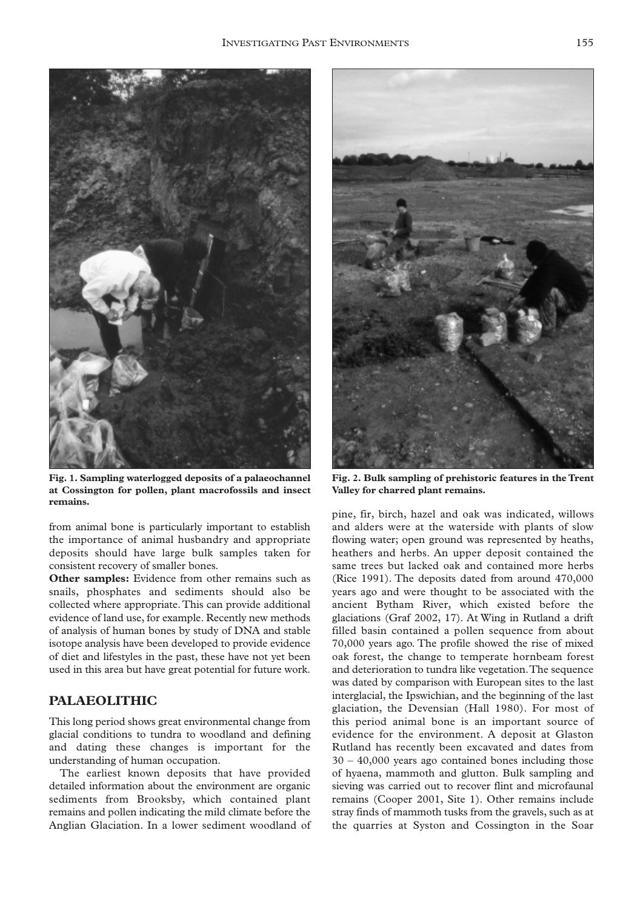**Fig. 1. Sampling waterlogged deposits of a palaeochannel at Cossington for pollen, plant macrofossils and insect remains.**

**Fig. 2. Bulk sampling of prehistoric features in the Trent Valley for charred plant remains.**

from animal bone is particularly important to establish the importance of animal husbandry and appropriate deposits should have large bulk samples taken for consistent recovery of smaller bones.

**Other samples:** Evidence from other remains such as snails, phosphates and sediments should also be collected where appropriate. This can provide additional evidence of land use, for example. Recently new methods of analysis of human bones by study of DNA and stable isotope analysis have been developed to provide evidence of diet and lifestyles in the past, these have not yet been used in this area but have great potential for future work.

## PALAEOLITHIC

This long period shows great environmental change from glacial conditions to tundra to woodland and defining and dating these changes is important for the understanding of human occupation.

The earliest known deposits that have provided detailed information about the environment are organic sediments from Brooksby, which contained plant remains and pollen indicating the mild climate before the Anglian Glaciation. In a lower sediment woodland of pine, fir, birch, hazel and oak was indicated, willows and alders were at the waterside with plants of slow flowing water; open ground was represented by heaths, heathers and herbs. An upper deposit contained the same trees but lacked oak and contained more herbs (Rice 1991). The deposits dated from around 470,000 years ago and were thought to be associated with the ancient Bytham River, which existed before the glaciations (Graf 2002, 17). At Wing in Rutland a drift filled basin contained a pollen sequence from about 70,000 years ago. The profile showed the rise of mixed oak forest, the change to temperate hornbeam forest and deterioration to tundra like vegetation. The sequence was dated by comparison with European sites to the last interglacial, the Ipswichian, and the beginning of the last glaciation, the Devensian (Hall 1980). For most of this period animal bone is an important source of evidence for the environment. A deposit at Glaston Rutland has recently been excavated and dates from 30 – 40,000 years ago contained bones including those of hyaena, mammoth and glutton. Bulk sampling and sieving was carried out to recover flint and microfaunal remains (Cooper 2001, Site 1). Other remains include stray finds of mammoth tusks from the gravels, such as at the quarries at Syston and Cossington in the Soar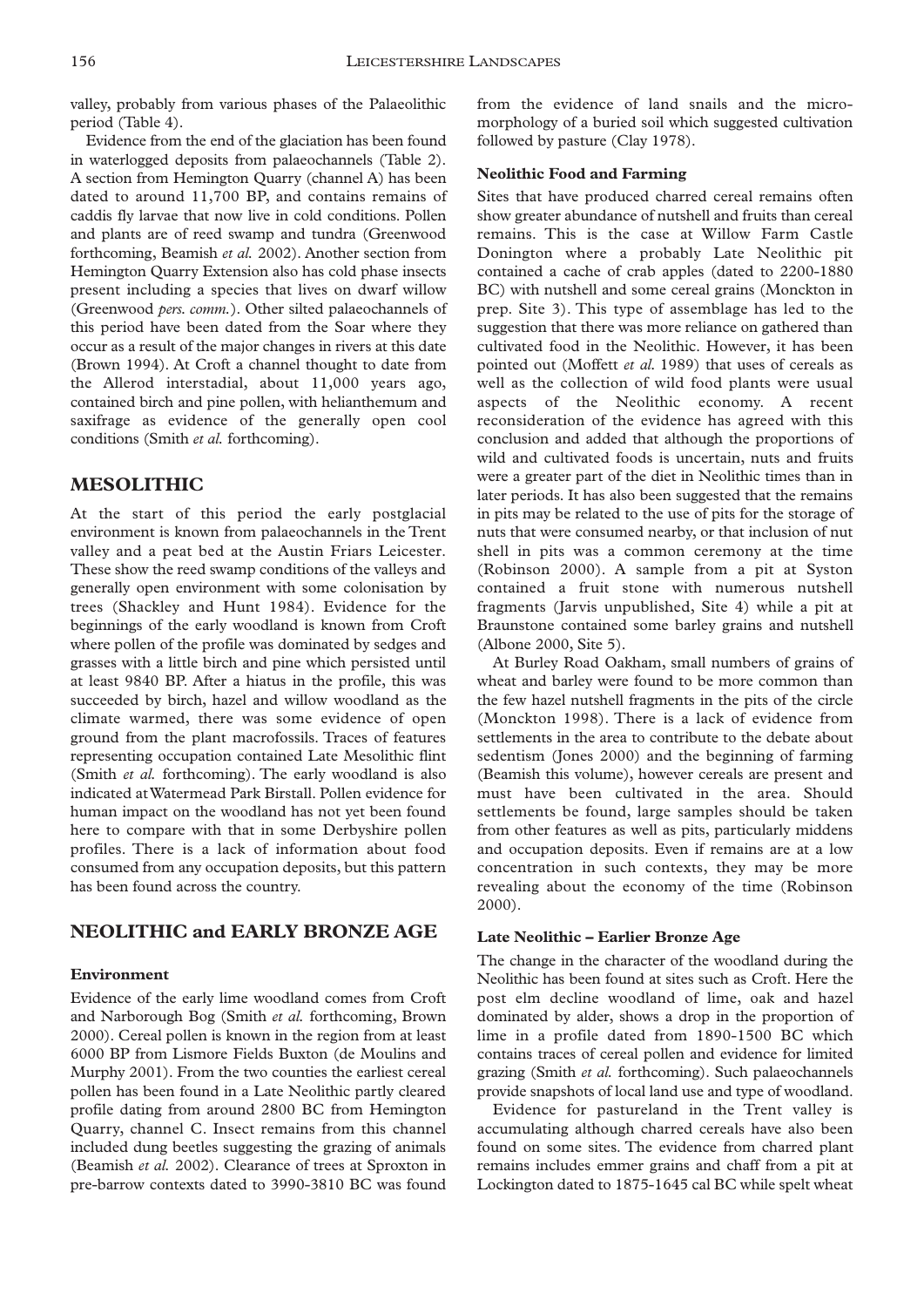valley, probably from various phases of the Palaeolithic period (Table 4).

Evidence from the end of the glaciation has been found in waterlogged deposits from palaeochannels (Table 2). A section from Hemington Quarry (channel A) has been dated to around 11,700 BP, and contains remains of caddis fly larvae that now live in cold conditions. Pollen and plants are of reed swamp and tundra (Greenwood forthcoming, Beamish *et al.* 2002). Another section from Hemington Quarry Extension also has cold phase insects present including a species that lives on dwarf willow (Greenwood *pers. comm.*). Other silted palaeochannels of this period have been dated from the Soar where they occur as a result of the major changes in rivers at this date (Brown 1994). At Croft a channel thought to date from the Allerod interstadial, about 11,000 years ago, contained birch and pine pollen, with helianthemum and saxifrage as evidence of the generally open cool conditions (Smith *et al.* forthcoming).

## MESOLITHIC

At the start of this period the early postglacial environment is known from palaeochannels in the Trent valley and a peat bed at the Austin Friars Leicester. These show the reed swamp conditions of the valleys and generally open environment with some colonisation by trees (Shackley and Hunt 1984). Evidence for the beginnings of the early woodland is known from Croft where pollen of the profile was dominated by sedges and grasses with a little birch and pine which persisted until at least 9840 BP. After a hiatus in the profile, this was succeeded by birch, hazel and willow woodland as the climate warmed, there was some evidence of open ground from the plant macrofossils. Traces of features representing occupation contained Late Mesolithic flint (Smith *et al.* forthcoming). The early woodland is also indicated at Watermead Park Birstall. Pollen evidence for human impact on the woodland has not yet been found here to compare with that in some Derbyshire pollen profiles. There is a lack of information about food consumed from any occupation deposits, but this pattern has been found across the country.

## NEOLITHIC and EARLY BRONZE AGE

### Environment

Evidence of the early lime woodland comes from Croft and Narborough Bog (Smith *et al.* forthcoming, Brown 2000). Cereal pollen is known in the region from at least 6000 BP from Lismore Fields Buxton (de Moulins and Murphy 2001). From the two counties the earliest cereal pollen has been found in a Late Neolithic partly cleared profile dating from around 2800 BC from Hemington Quarry, channel C. Insect remains from this channel included dung beetles suggesting the grazing of animals (Beamish *et al.* 2002). Clearance of trees at Sproxton in pre-barrow contexts dated to 3990-3810 BC was found from the evidence of land snails and the micromorphology of a buried soil which suggested cultivation followed by pasture (Clay 1978).

### Neolithic Food and Farming

Sites that have produced charred cereal remains often show greater abundance of nutshell and fruits than cereal remains. This is the case at Willow Farm Castle Donington where a probably Late Neolithic pit contained a cache of crab apples (dated to 2200-1880 BC) with nutshell and some cereal grains (Monckton in prep. Site 3). This type of assemblage has led to the suggestion that there was more reliance on gathered than cultivated food in the Neolithic. However, it has been pointed out (Moffett *et al.* 1989) that uses of cereals as well as the collection of wild food plants were usual aspects of the Neolithic economy. A recent reconsideration of the evidence has agreed with this conclusion and added that although the proportions of wild and cultivated foods is uncertain, nuts and fruits were a greater part of the diet in Neolithic times than in later periods. It has also been suggested that the remains in pits may be related to the use of pits for the storage of nuts that were consumed nearby, or that inclusion of nut shell in pits was a common ceremony at the time (Robinson 2000). A sample from a pit at Syston contained a fruit stone with numerous nutshell fragments (Jarvis unpublished, Site 4) while a pit at Braunstone contained some barley grains and nutshell (Albone 2000, Site 5).

At Burley Road Oakham, small numbers of grains of wheat and barley were found to be more common than the few hazel nutshell fragments in the pits of the circle (Monckton 1998). There is a lack of evidence from settlements in the area to contribute to the debate about sedentism (Jones 2000) and the beginning of farming (Beamish this volume), however cereals are present and must have been cultivated in the area. Should settlements be found, large samples should be taken from other features as well as pits, particularly middens and occupation deposits. Even if remains are at a low concentration in such contexts, they may be more revealing about the economy of the time (Robinson 2000).

### Late Neolithic – Earlier Bronze Age

The change in the character of the woodland during the Neolithic has been found at sites such as Croft. Here the post elm decline woodland of lime, oak and hazel dominated by alder, shows a drop in the proportion of lime in a profile dated from 1890-1500 BC which contains traces of cereal pollen and evidence for limited grazing (Smith *et al.* forthcoming). Such palaeochannels provide snapshots of local land use and type of woodland.

Evidence for pastureland in the Trent valley is accumulating although charred cereals have also been found on some sites. The evidence from charred plant remains includes emmer grains and chaff from a pit at Lockington dated to 1875-1645 cal BC while spelt wheat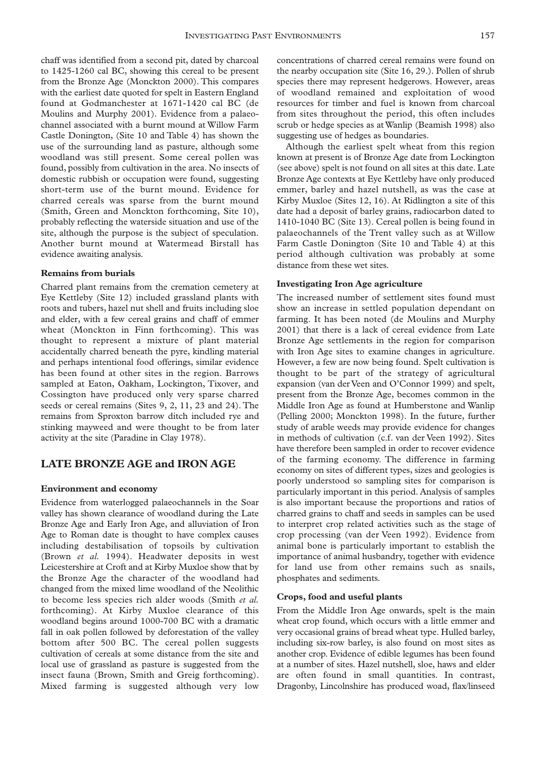chaff was identified from a second pit, dated by charcoal to 1425-1260 cal BC, showing this cereal to be present from the Bronze Age (Monckton 2000). This compares with the earliest date quoted for spelt in Eastern England found at Godmanchester at 1671-1420 cal BC (de Moulins and Murphy 2001). Evidence from a palaeochannel associated with a burnt mound at Willow Farm Castle Donington, (Site 10 and Table 4) has shown the use of the surrounding land as pasture, although some woodland was still present. Some cereal pollen was found, possibly from cultivation in the area. No insects of domestic rubbish or occupation were found, suggesting short-term use of the burnt mound. Evidence for charred cereals was sparse from the burnt mound (Smith, Green and Monckton forthcoming, Site 10), probably reflecting the waterside situation and use of the site, although the purpose is the subject of speculation. Another burnt mound at Watermead Birstall has evidence awaiting analysis.

### Remains from burials

Charred plant remains from the cremation cemetery at Eye Kettleby (Site 12) included grassland plants with roots and tubers, hazel nut shell and fruits including sloe and elder, with a few cereal grains and chaff of emmer wheat (Monckton in Finn forthcoming). This was thought to represent a mixture of plant material accidentally charred beneath the pyre, kindling material and perhaps intentional food offerings, similar evidence has been found at other sites in the region. Barrows sampled at Eaton, Oakham, Lockington, Tixover, and Cossington have produced only very sparse charred seeds or cereal remains (Sites 9, 2, 11, 23 and 24). The remains from Sproxton barrow ditch included rye and stinking mayweed and were thought to be from later activity at the site (Paradine in Clay 1978).

## LATE BRONZE AGE and IRON AGE

### Environment and economy

Evidence from waterlogged palaeochannels in the Soar valley has shown clearance of woodland during the Late Bronze Age and Early Iron Age, and alluviation of Iron Age to Roman date is thought to have complex causes including destabilisation of topsoils by cultivation (Brown *et al.* 1994). Headwater deposits in west Leicestershire at Croft and at Kirby Muxloe show that by the Bronze Age the character of the woodland had changed from the mixed lime woodland of the Neolithic to become less species rich alder woods (Smith *et al.* forthcoming). At Kirby Muxloe clearance of this woodland begins around 1000-700 BC with a dramatic fall in oak pollen followed by deforestation of the valley bottom after 500 BC. The cereal pollen suggests cultivation of cereals at some distance from the site and local use of grassland as pasture is suggested from the insect fauna (Brown, Smith and Greig forthcoming). Mixed farming is suggested although very low concentrations of charred cereal remains were found on the nearby occupation site (Site 16, 29.). Pollen of shrub species there may represent hedgerows. However, areas of woodland remained and exploitation of wood resources for timber and fuel is known from charcoal from sites throughout the period, this often includes scrub or hedge species as at Wanlip (Beamish 1998) also suggesting use of hedges as boundaries.

Although the earliest spelt wheat from this region known at present is of Bronze Age date from Lockington (see above) spelt is not found on all sites at this date. Late Bronze Age contexts at Eye Kettleby have only produced emmer, barley and hazel nutshell, as was the case at Kirby Muxloe (Sites 12, 16). At Ridlington a site of this date had a deposit of barley grains, radiocarbon dated to 1410-1040 BC (Site 13). Cereal pollen is being found in palaeochannels of the Trent valley such as at Willow Farm Castle Donington (Site 10 and Table 4) at this period although cultivation was probably at some distance from these wet sites.

### Investigating Iron Age agriculture

The increased number of settlement sites found must show an increase in settled population dependant on farming. It has been noted (de Moulins and Murphy 2001) that there is a lack of cereal evidence from Late Bronze Age settlements in the region for comparison with Iron Age sites to examine changes in agriculture. However, a few are now being found. Spelt cultivation is thought to be part of the strategy of agricultural expansion (van der Veen and O'Connor 1999) and spelt, present from the Bronze Age, becomes common in the Middle Iron Age as found at Humberstone and Wanlip (Pelling 2000; Monckton 1998). In the future, further study of arable weeds may provide evidence for changes in methods of cultivation (c.f. van der Veen 1992). Sites have therefore been sampled in order to recover evidence of the farming economy. The difference in farming economy on sites of different types, sizes and geologies is poorly understood so sampling sites for comparison is particularly important in this period. Analysis of samples is also important because the proportions and ratios of charred grains to chaff and seeds in samples can be used to interpret crop related activities such as the stage of crop processing (van der Veen 1992). Evidence from animal bone is particularly important to establish the importance of animal husbandry, together with evidence for land use from other remains such as snails, phosphates and sediments.

### Crops, food and useful plants

From the Middle Iron Age onwards, spelt is the main wheat crop found, which occurs with a little emmer and very occasional grains of bread wheat type. Hulled barley, including six-row barley, is also found on most sites as another crop. Evidence of edible legumes has been found at a number of sites. Hazel nutshell, sloe, haws and elder are often found in small quantities. In contrast, Dragonby, Lincolnshire has produced woad, flax/linseed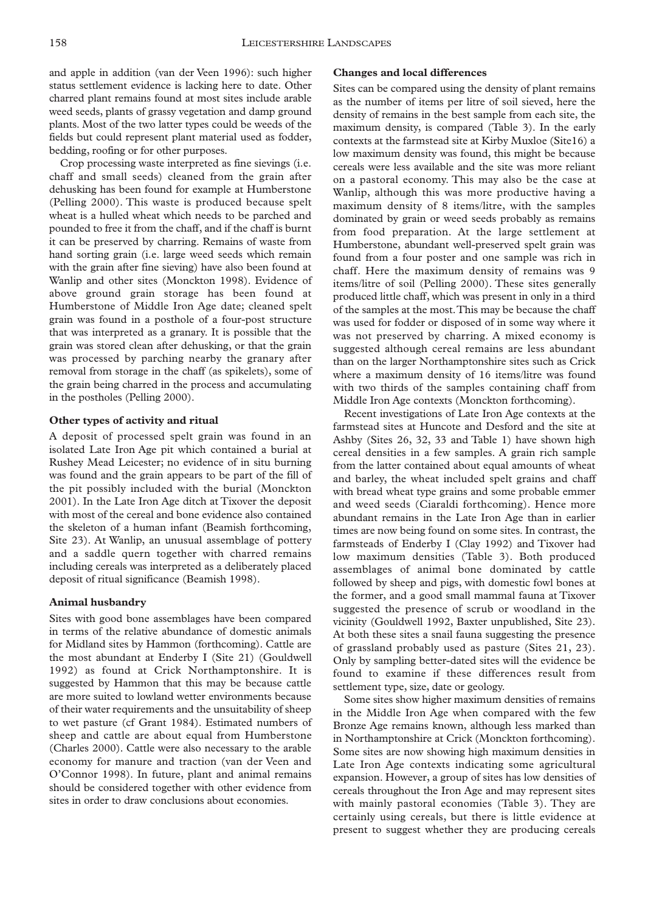and apple in addition (van der Veen 1996): such higher status settlement evidence is lacking here to date. Other charred plant remains found at most sites include arable weed seeds, plants of grassy vegetation and damp ground plants. Most of the two latter types could be weeds of the fields but could represent plant material used as fodder, bedding, roofing or for other purposes.

Crop processing waste interpreted as fine sievings (i.e. chaff and small seeds) cleaned from the grain after dehusking has been found for example at Humberstone (Pelling 2000). This waste is produced because spelt wheat is a hulled wheat which needs to be parched and pounded to free it from the chaff, and if the chaff is burnt it can be preserved by charring. Remains of waste from hand sorting grain (i.e. large weed seeds which remain with the grain after fine sieving) have also been found at Wanlip and other sites (Monckton 1998). Evidence of above ground grain storage has been found at Humberstone of Middle Iron Age date; cleaned spelt grain was found in a posthole of a four-post structure that was interpreted as a granary. It is possible that the grain was stored clean after dehusking, or that the grain was processed by parching nearby the granary after removal from storage in the chaff (as spikelets), some of the grain being charred in the process and accumulating in the postholes (Pelling 2000).

### Other types of activity and ritual

A deposit of processed spelt grain was found in an isolated Late Iron Age pit which contained a burial at Rushey Mead Leicester; no evidence of in situ burning was found and the grain appears to be part of the fill of the pit possibly included with the burial (Monckton 2001). In the Late Iron Age ditch at Tixover the deposit with most of the cereal and bone evidence also contained the skeleton of a human infant (Beamish forthcoming, Site 23). At Wanlip, an unusual assemblage of pottery and a saddle quern together with charred remains including cereals was interpreted as a deliberately placed deposit of ritual significance (Beamish 1998).

### Animal husbandry

Sites with good bone assemblages have been compared in terms of the relative abundance of domestic animals for Midland sites by Hammon (forthcoming). Cattle are the most abundant at Enderby I (Site 21) (Gouldwell 1992) as found at Crick Northamptonshire. It is suggested by Hammon that this may be because cattle are more suited to lowland wetter environments because of their water requirements and the unsuitability of sheep to wet pasture (cf Grant 1984). Estimated numbers of sheep and cattle are about equal from Humberstone (Charles 2000). Cattle were also necessary to the arable economy for manure and traction (van der Veen and O'Connor 1998). In future, plant and animal remains should be considered together with other evidence from sites in order to draw conclusions about economies.

### Changes and local differences

Sites can be compared using the density of plant remains as the number of items per litre of soil sieved, here the density of remains in the best sample from each site, the maximum density, is compared (Table 3). In the early contexts at the farmstead site at Kirby Muxloe (Site16) a low maximum density was found, this might be because cereals were less available and the site was more reliant on a pastoral economy. This may also be the case at Wanlip, although this was more productive having a maximum density of 8 items/litre, with the samples dominated by grain or weed seeds probably as remains from food preparation. At the large settlement at Humberstone, abundant well-preserved spelt grain was found from a four poster and one sample was rich in chaff. Here the maximum density of remains was 9 items/litre of soil (Pelling 2000). These sites generally produced little chaff, which was present in only in a third of the samples at the most. This may be because the chaff was used for fodder or disposed of in some way where it was not preserved by charring. A mixed economy is suggested although cereal remains are less abundant than on the larger Northamptonshire sites such as Crick where a maximum density of 16 items/litre was found with two thirds of the samples containing chaff from Middle Iron Age contexts (Monckton forthcoming).

Recent investigations of Late Iron Age contexts at the farmstead sites at Huncote and Desford and the site at Ashby (Sites 26, 32, 33 and Table 1) have shown high cereal densities in a few samples. A grain rich sample from the latter contained about equal amounts of wheat and barley, the wheat included spelt grains and chaff with bread wheat type grains and some probable emmer and weed seeds (Ciaraldi forthcoming). Hence more abundant remains in the Late Iron Age than in earlier times are now being found on some sites. In contrast, the farmsteads of Enderby I (Clay 1992) and Tixover had low maximum densities (Table 3). Both produced assemblages of animal bone dominated by cattle followed by sheep and pigs, with domestic fowl bones at the former, and a good small mammal fauna at Tixover suggested the presence of scrub or woodland in the vicinity (Gouldwell 1992, Baxter unpublished, Site 23). At both these sites a snail fauna suggesting the presence of grassland probably used as pasture (Sites 21, 23). Only by sampling better-dated sites will the evidence be found to examine if these differences result from settlement type, size, date or geology.

Some sites show higher maximum densities of remains in the Middle Iron Age when compared with the few Bronze Age remains known, although less marked than in Northamptonshire at Crick (Monckton forthcoming). Some sites are now showing high maximum densities in Late Iron Age contexts indicating some agricultural expansion. However, a group of sites has low densities of cereals throughout the Iron Age and may represent sites with mainly pastoral economies (Table 3). They are certainly using cereals, but there is little evidence at present to suggest whether they are producing cereals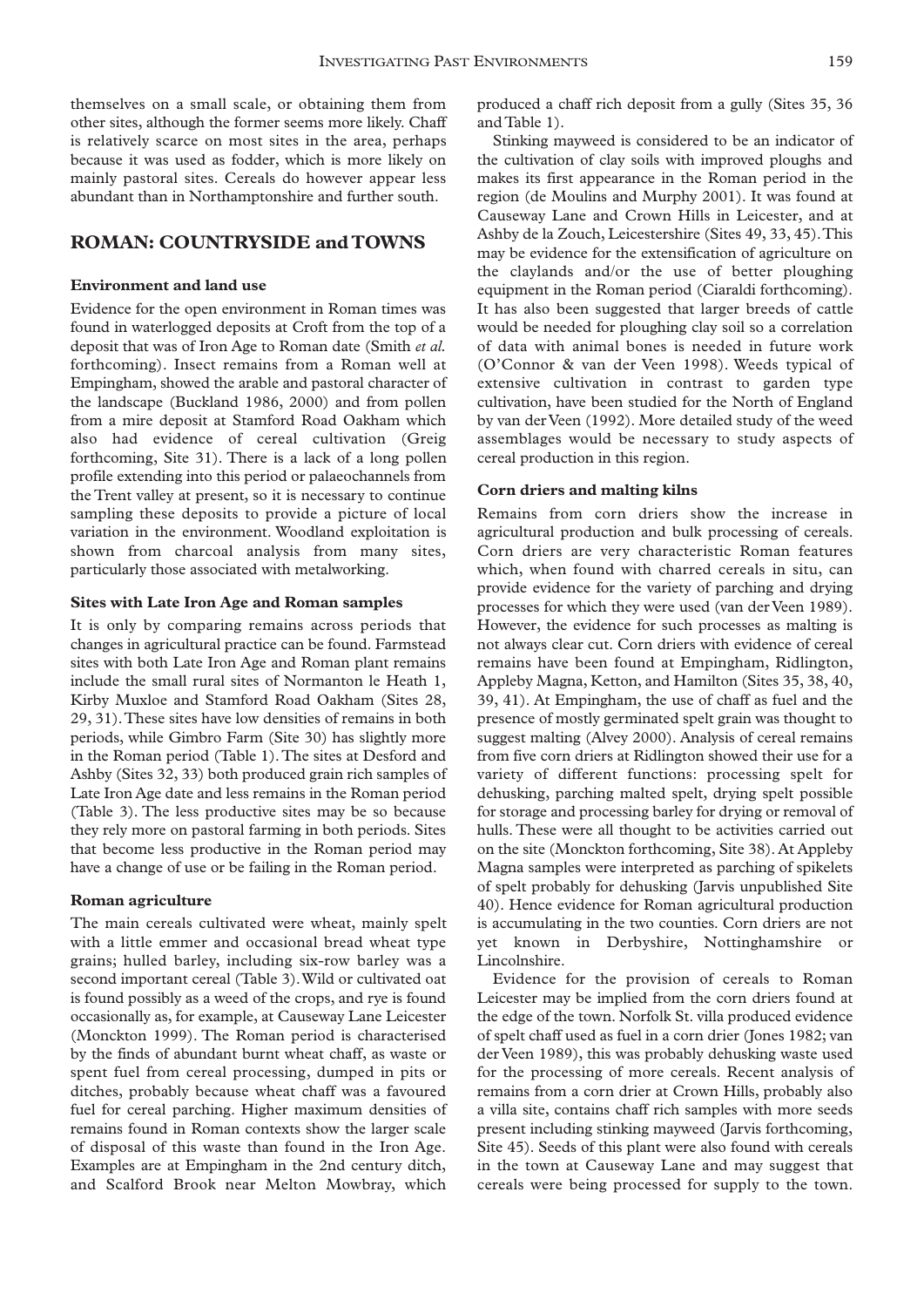themselves on a small scale, or obtaining them from other sites, although the former seems more likely. Chaff is relatively scarce on most sites in the area, perhaps because it was used as fodder, which is more likely on mainly pastoral sites. Cereals do however appear less abundant than in Northamptonshire and further south.

## ROMAN: COUNTRYSIDE and TOWNS

### Environment and land use

Evidence for the open environment in Roman times was found in waterlogged deposits at Croft from the top of a deposit that was of Iron Age to Roman date (Smith *et al.* forthcoming). Insect remains from a Roman well at Empingham, showed the arable and pastoral character of the landscape (Buckland 1986, 2000) and from pollen from a mire deposit at Stamford Road Oakham which also had evidence of cereal cultivation (Greig forthcoming, Site 31). There is a lack of a long pollen profile extending into this period or palaeochannels from the Trent valley at present, so it is necessary to continue sampling these deposits to provide a picture of local variation in the environment. Woodland exploitation is shown from charcoal analysis from many sites, particularly those associated with metalworking.

### Sites with Late Iron Age and Roman samples

It is only by comparing remains across periods that changes in agricultural practice can be found. Farmstead sites with both Late Iron Age and Roman plant remains include the small rural sites of Normanton le Heath 1, Kirby Muxloe and Stamford Road Oakham (Sites 28, 29, 31). These sites have low densities of remains in both periods, while Gimbro Farm (Site 30) has slightly more in the Roman period (Table 1). The sites at Desford and Ashby (Sites 32, 33) both produced grain rich samples of Late Iron Age date and less remains in the Roman period (Table 3). The less productive sites may be so because they rely more on pastoral farming in both periods. Sites that become less productive in the Roman period may have a change of use or be failing in the Roman period.

### Roman agriculture

The main cereals cultivated were wheat, mainly spelt with a little emmer and occasional bread wheat type grains; hulled barley, including six-row barley was a second important cereal (Table 3). Wild or cultivated oat is found possibly as a weed of the crops, and rye is found occasionally as, for example, at Causeway Lane Leicester (Monckton 1999). The Roman period is characterised by the finds of abundant burnt wheat chaff, as waste or spent fuel from cereal processing, dumped in pits or ditches, probably because wheat chaff was a favoured fuel for cereal parching. Higher maximum densities of remains found in Roman contexts show the larger scale of disposal of this waste than found in the Iron Age. Examples are at Empingham in the 2nd century ditch, and Scalford Brook near Melton Mowbray, which produced a chaff rich deposit from a gully (Sites 35, 36 and Table 1).

Stinking mayweed is considered to be an indicator of the cultivation of clay soils with improved ploughs and makes its first appearance in the Roman period in the region (de Moulins and Murphy 2001). It was found at Causeway Lane and Crown Hills in Leicester, and at Ashby de la Zouch, Leicestershire (Sites 49, 33, 45). This may be evidence for the extensification of agriculture on the claylands and/or the use of better ploughing equipment in the Roman period (Ciaraldi forthcoming). It has also been suggested that larger breeds of cattle would be needed for ploughing clay soil so a correlation of data with animal bones is needed in future work (O'Connor & van der Veen 1998). Weeds typical of extensive cultivation in contrast to garden type cultivation, have been studied for the North of England by van der Veen (1992). More detailed study of the weed assemblages would be necessary to study aspects of cereal production in this region.

### Corn driers and malting kilns

Remains from corn driers show the increase in agricultural production and bulk processing of cereals. Corn driers are very characteristic Roman features which, when found with charred cereals in situ, can provide evidence for the variety of parching and drying processes for which they were used (van der Veen 1989). However, the evidence for such processes as malting is not always clear cut. Corn driers with evidence of cereal remains have been found at Empingham, Ridlington, Appleby Magna, Ketton, and Hamilton (Sites 35, 38, 40, 39, 41). At Empingham, the use of chaff as fuel and the presence of mostly germinated spelt grain was thought to suggest malting (Alvey 2000). Analysis of cereal remains from five corn driers at Ridlington showed their use for a variety of different functions: processing spelt for dehusking, parching malted spelt, drying spelt possible for storage and processing barley for drying or removal of hulls. These were all thought to be activities carried out on the site (Monckton forthcoming, Site 38). At Appleby Magna samples were interpreted as parching of spikelets of spelt probably for dehusking (Jarvis unpublished Site 40). Hence evidence for Roman agricultural production is accumulating in the two counties. Corn driers are not yet known in Derbyshire, Nottinghamshire or Lincolnshire.

Evidence for the provision of cereals to Roman Leicester may be implied from the corn driers found at the edge of the town. Norfolk St. villa produced evidence of spelt chaff used as fuel in a corn drier (Jones 1982; van der Veen 1989), this was probably dehusking waste used for the processing of more cereals. Recent analysis of remains from a corn drier at Crown Hills, probably also a villa site, contains chaff rich samples with more seeds present including stinking mayweed (Jarvis forthcoming, Site 45). Seeds of this plant were also found with cereals in the town at Causeway Lane and may suggest that cereals were being processed for supply to the town.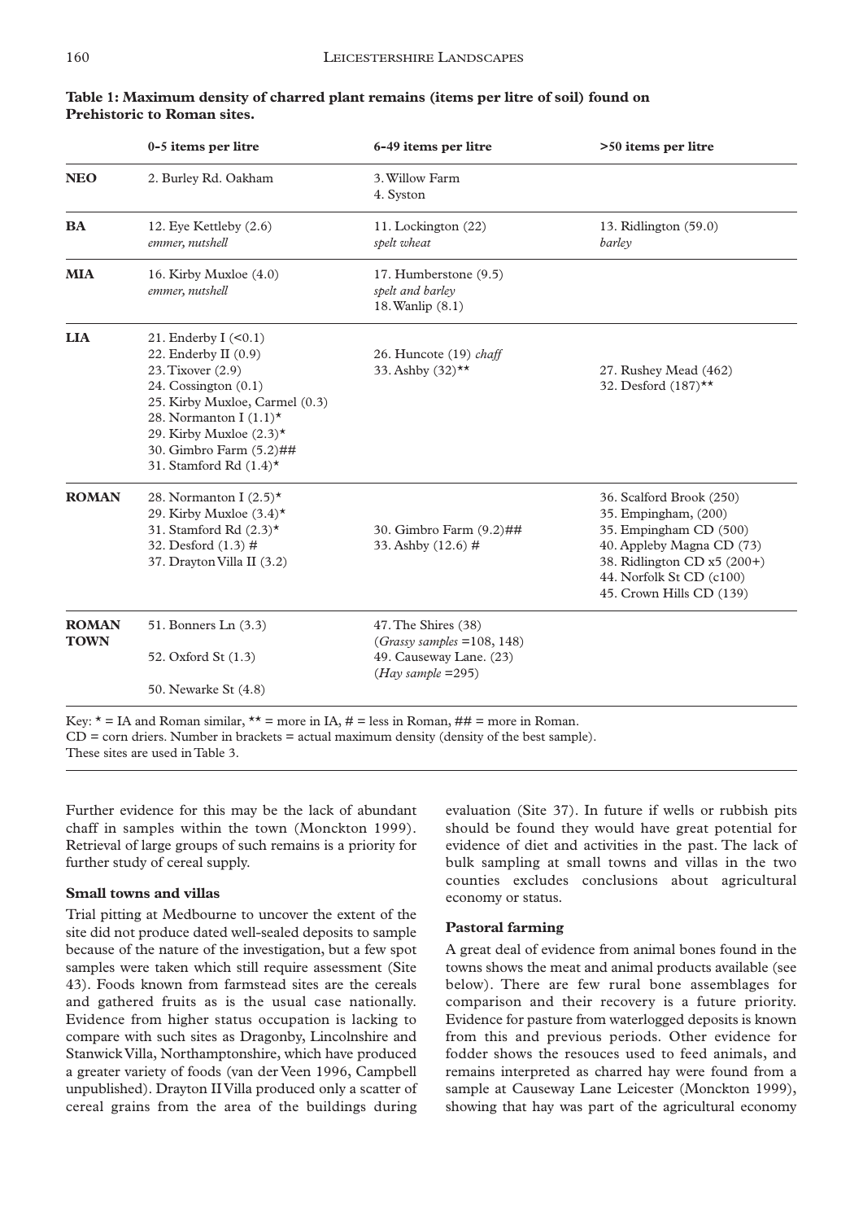**Table 1: Maximum density of charred plant remains (items per litre of soil) found on Prehistoric to Roman sites.**

| | 0-5 items per litre | 6-49 items per litre | >50 items per litre |
|---|---|---|---|
| **NEO** | 2. Burley Rd. Oakham | 3. Willow Farm<br>4. Syston | |
| **BA** | 12. Eye Kettleby (2.6)<br>*emmer, nutshell* | 11. Lockington (22)<br>*spelt wheat* | 13. Ridlington (59.0)<br>*barley* |
| **MIA** | 16. Kirby Muxloe (4.0)<br>*emmer, nutshell* | 17. Humberstone (9.5)<br>*spelt and barley*<br>18. Wanlip (8.1) | |
| **LIA** | 21. Enderby I (<0.1)<br>22. Enderby II (0.9)<br>23. Tixover (2.9)<br>24. Cossington (0.1)<br>25. Kirby Muxloe, Carmel (0.3)<br>28. Normanton I (1.1)*<br>29. Kirby Muxloe (2.3)*<br>30. Gimbro Farm (5.2)##<br>31. Stamford Rd (1.4)* | 26. Huncote (19) *chaff*<br>33. Ashby (32)** | 27. Rushey Mead (462)<br>32. Desford (187)** |
| **ROMAN** | 28. Normanton I (2.5)*<br>29. Kirby Muxloe (3.4)*<br>31. Stamford Rd (2.3)*<br>32. Desford (1.3) #<br>37. Drayton Villa II (3.2) | 30. Gimbro Farm (9.2)##<br>33. Ashby (12.6) # | 36. Scalford Brook (250)<br>35. Empingham, (200)<br>35. Empingham CD (500)<br>40. Appleby Magna CD (73)<br>38. Ridlington CD x5 (200+)<br>44. Norfolk St CD (c100)<br>45. Crown Hills CD (139) |
| **ROMAN TOWN** | 51. Bonners Ln (3.3)<br>52. Oxford St (1.3)<br>50. Newarke St (4.8) | 47. The Shires (38)<br>(*Grassy samples* =108, 148)<br>49. Causeway Lane. (23)<br>(*Hay sample* =295) | |

Key: * = IA and Roman similar, ** = more in IA, # = less in Roman, ## = more in Roman.
CD = corn driers. Number in brackets = actual maximum density (density of the best sample).
These sites are used in Table 3.

Further evidence for this may be the lack of abundant chaff in samples within the town (Monckton 1999). Retrieval of large groups of such remains is a priority for further study of cereal supply.

### Small towns and villas

Trial pitting at Medbourne to uncover the extent of the site did not produce dated well-sealed deposits to sample because of the nature of the investigation, but a few spot samples were taken which still require assessment (Site 43). Foods known from farmstead sites are the cereals and gathered fruits as is the usual case nationally. Evidence from higher status occupation is lacking to compare with such sites as Dragonby, Lincolnshire and Stanwick Villa, Northamptonshire, which have produced a greater variety of foods (van der Veen 1996, Campbell unpublished). Drayton II Villa produced only a scatter of cereal grains from the area of the buildings during evaluation (Site 37). In future if wells or rubbish pits should be found they would have great potential for evidence of diet and activities in the past. The lack of bulk sampling at small towns and villas in the two counties excludes conclusions about agricultural economy or status.

### Pastoral farming

A great deal of evidence from animal bones found in the towns shows the meat and animal products available (see below). There are few rural bone assemblages for comparison and their recovery is a future priority. Evidence for pasture from waterlogged deposits is known from this and previous periods. Other evidence for fodder shows the resouces used to feed animals, and remains interpreted as charred hay were found from a sample at Causeway Lane Leicester (Monckton 1999), showing that hay was part of the agricultural economy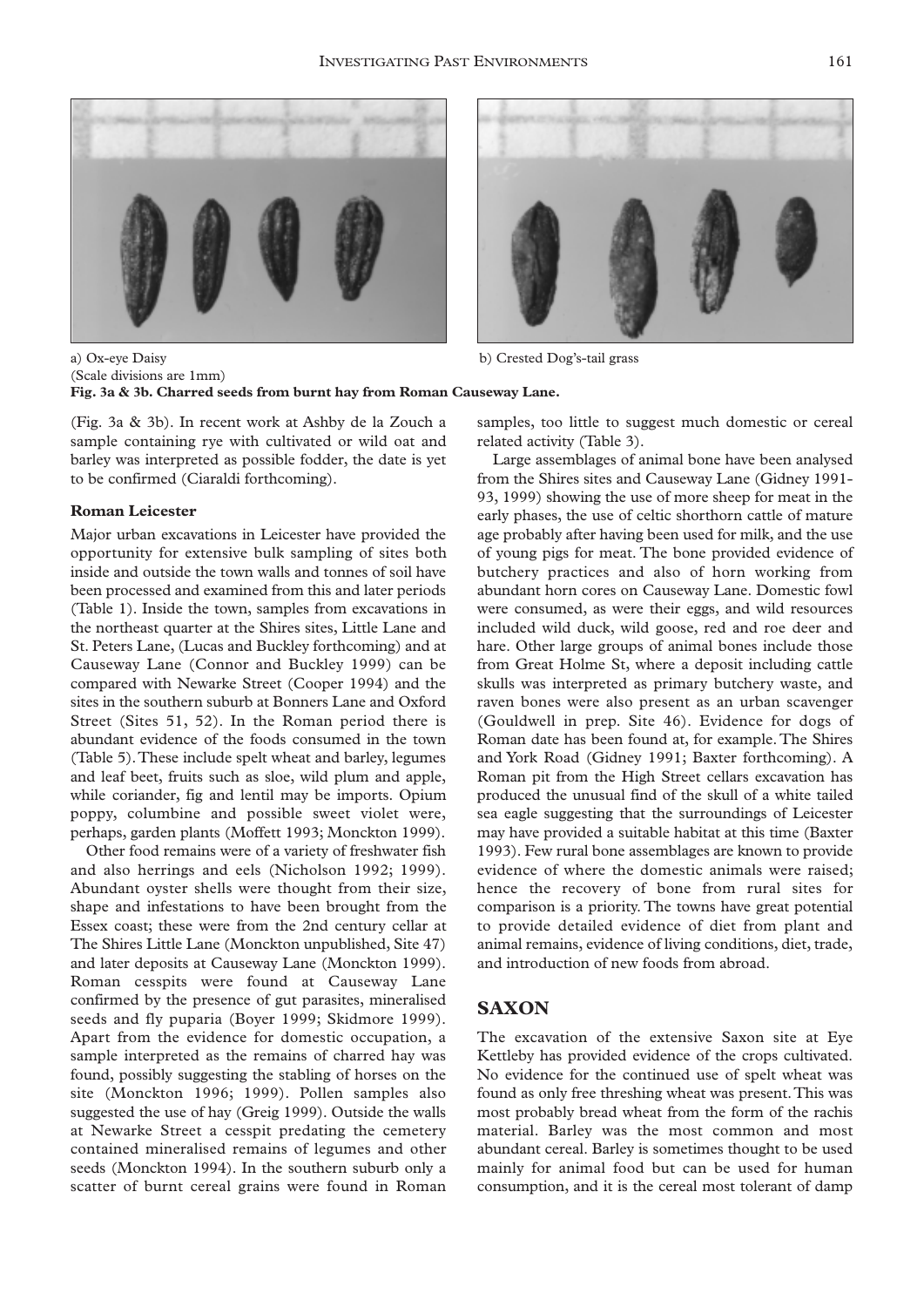a) Ox-eye Daisy

(Scale divisions are 1mm)

b) Crested Dog's-tail grass

**Fig. 3a & 3b. Charred seeds from burnt hay from Roman Causeway Lane.**

(Fig. 3a & 3b). In recent work at Ashby de la Zouch a sample containing rye with cultivated or wild oat and barley was interpreted as possible fodder, the date is yet to be confirmed (Ciaraldi forthcoming).

### Roman Leicester

Major urban excavations in Leicester have provided the opportunity for extensive bulk sampling of sites both inside and outside the town walls and tonnes of soil have been processed and examined from this and later periods (Table 1). Inside the town, samples from excavations in the northeast quarter at the Shires sites, Little Lane and St. Peters Lane, (Lucas and Buckley forthcoming) and at Causeway Lane (Connor and Buckley 1999) can be compared with Newarke Street (Cooper 1994) and the sites in the southern suburb at Bonners Lane and Oxford Street (Sites 51, 52). In the Roman period there is abundant evidence of the foods consumed in the town (Table 5). These include spelt wheat and barley, legumes and leaf beet, fruits such as sloe, wild plum and apple, while coriander, fig and lentil may be imports. Opium poppy, columbine and possible sweet violet were, perhaps, garden plants (Moffett 1993; Monckton 1999).

Other food remains were of a variety of freshwater fish and also herrings and eels (Nicholson 1992; 1999). Abundant oyster shells were thought from their size, shape and infestations to have been brought from the Essex coast; these were from the 2nd century cellar at The Shires Little Lane (Monckton unpublished, Site 47) and later deposits at Causeway Lane (Monckton 1999). Roman cesspits were found at Causeway Lane confirmed by the presence of gut parasites, mineralised seeds and fly puparia (Boyer 1999; Skidmore 1999). Apart from the evidence for domestic occupation, a sample interpreted as the remains of charred hay was found, possibly suggesting the stabling of horses on the site (Monckton 1996; 1999). Pollen samples also suggested the use of hay (Greig 1999). Outside the walls at Newarke Street a cesspit predating the cemetery contained mineralised remains of legumes and other seeds (Monckton 1994). In the southern suburb only a scatter of burnt cereal grains were found in Roman samples, too little to suggest much domestic or cereal related activity (Table 3).

Large assemblages of animal bone have been analysed from the Shires sites and Causeway Lane (Gidney 1991-93, 1999) showing the use of more sheep for meat in the early phases, the use of celtic shorthorn cattle of mature age probably after having been used for milk, and the use of young pigs for meat. The bone provided evidence of butchery practices and also of horn working from abundant horn cores on Causeway Lane. Domestic fowl were consumed, as were their eggs, and wild resources included wild duck, wild goose, red and roe deer and hare. Other large groups of animal bones include those from Great Holme St, where a deposit including cattle skulls was interpreted as primary butchery waste, and raven bones were also present as an urban scavenger (Gouldwell in prep. Site 46). Evidence for dogs of Roman date has been found at, for example. The Shires and York Road (Gidney 1991; Baxter forthcoming). A Roman pit from the High Street cellars excavation has produced the unusual find of the skull of a white tailed sea eagle suggesting that the surroundings of Leicester may have provided a suitable habitat at this time (Baxter 1993). Few rural bone assemblages are known to provide evidence of where the domestic animals were raised; hence the recovery of bone from rural sites for comparison is a priority. The towns have great potential to provide detailed evidence of diet from plant and animal remains, evidence of living conditions, diet, trade, and introduction of new foods from abroad.

## SAXON

The excavation of the extensive Saxon site at Eye Kettleby has provided evidence of the crops cultivated. No evidence for the continued use of spelt wheat was found as only free threshing wheat was present. This was most probably bread wheat from the form of the rachis material. Barley was the most common and most abundant cereal. Barley is sometimes thought to be used mainly for animal food but can be used for human consumption, and it is the cereal most tolerant of damp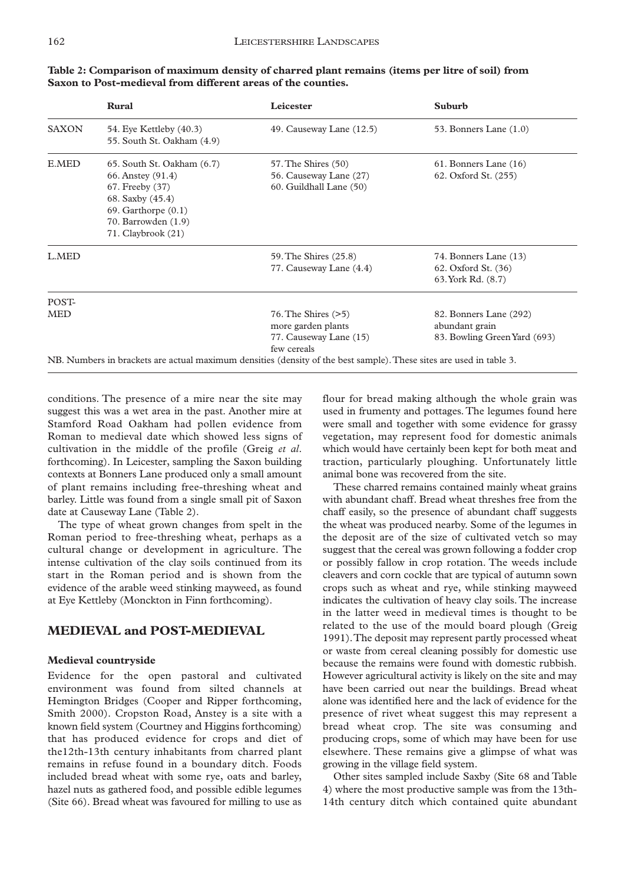**Table 2: Comparison of maximum density of charred plant remains (items per litre of soil) from Saxon to Post-medieval from different areas of the counties.**

| | Rural | Leicester | Suburb |
|---|---|---|---|
| SAXON | 54. Eye Kettleby (40.3)<br>55. South St. Oakham (4.9) | 49. Causeway Lane (12.5) | 53. Bonners Lane (1.0) |
| E.MED | 65. South St. Oakham (6.7)<br>66. Anstey (91.4)<br>67. Freeby (37)<br>68. Saxby (45.4)<br>69. Garthorpe (0.1)<br>70. Barrowden (1.9)<br>71. Claybrook (21) | 57. The Shires (50)<br>56. Causeway Lane (27)<br>60. Guildhall Lane (50) | 61. Bonners Lane (16)<br>62. Oxford St. (255) |
| L.MED | | 59. The Shires (25.8)<br>77. Causeway Lane (4.4) | 74. Bonners Lane (13)<br>62. Oxford St. (36)<br>63. York Rd. (8.7) |
| POST-MED | | 76. The Shires (>5)<br>more garden plants<br>77. Causeway Lane (15)<br>few cereals | 82. Bonners Lane (292)<br>abundant grain<br>83. Bowling Green Yard (693) |

NB. Numbers in brackets are actual maximum densities (density of the best sample). These sites are used in table 3.

conditions. The presence of a mire near the site may suggest this was a wet area in the past. Another mire at Stamford Road Oakham had pollen evidence from Roman to medieval date which showed less signs of cultivation in the middle of the profile (Greig *et al.* forthcoming). In Leicester, sampling the Saxon building contexts at Bonners Lane produced only a small amount of plant remains including free-threshing wheat and barley. Little was found from a single small pit of Saxon date at Causeway Lane (Table 2).

The type of wheat grown changes from spelt in the Roman period to free-threshing wheat, perhaps as a cultural change or development in agriculture. The intense cultivation of the clay soils continued from its start in the Roman period and is shown from the evidence of the arable weed stinking mayweed, as found at Eye Kettleby (Monckton in Finn forthcoming).

## MEDIEVAL and POST-MEDIEVAL

### Medieval countryside

Evidence for the open pastoral and cultivated environment was found from silted channels at Hemington Bridges (Cooper and Ripper forthcoming, Smith 2000). Cropston Road, Anstey is a site with a known field system (Courtney and Higgins forthcoming) that has produced evidence for crops and diet of the12th-13th century inhabitants from charred plant remains in refuse found in a boundary ditch. Foods included bread wheat with some rye, oats and barley, hazel nuts as gathered food, and possible edible legumes (Site 66). Bread wheat was favoured for milling to use as flour for bread making although the whole grain was used in frumenty and pottages. The legumes found here were small and together with some evidence for grassy vegetation, may represent food for domestic animals which would have certainly been kept for both meat and traction, particularly ploughing. Unfortunately little animal bone was recovered from the site.

These charred remains contained mainly wheat grains with abundant chaff. Bread wheat threshes free from the chaff easily, so the presence of abundant chaff suggests the wheat was produced nearby. Some of the legumes in the deposit are of the size of cultivated vetch so may suggest that the cereal was grown following a fodder crop or possibly fallow in crop rotation. The weeds include cleavers and corn cockle that are typical of autumn sown crops such as wheat and rye, while stinking mayweed indicates the cultivation of heavy clay soils. The increase in the latter weed in medieval times is thought to be related to the use of the mould board plough (Greig 1991). The deposit may represent partly processed wheat or waste from cereal cleaning possibly for domestic use because the remains were found with domestic rubbish. However agricultural activity is likely on the site and may have been carried out near the buildings. Bread wheat alone was identified here and the lack of evidence for the presence of rivet wheat suggest this may represent a bread wheat crop. The site was consuming and producing crops, some of which may have been for use elsewhere. These remains give a glimpse of what was growing in the village field system.

Other sites sampled include Saxby (Site 68 and Table 4) where the most productive sample was from the 13th-14th century ditch which contained quite abundant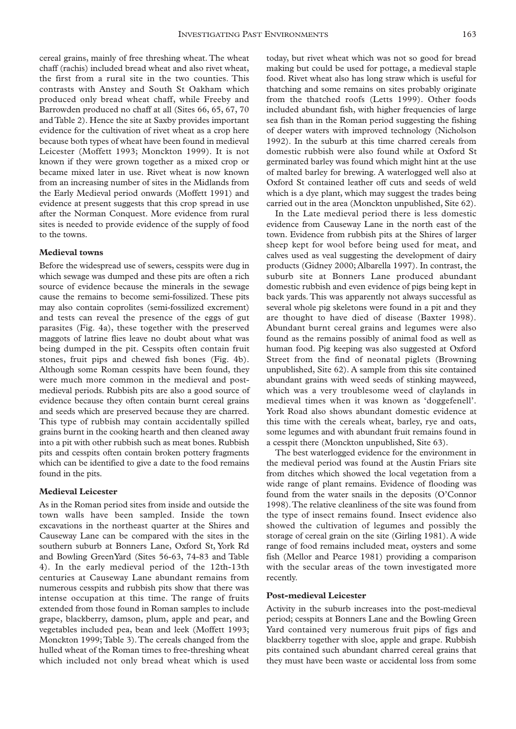cereal grains, mainly of free threshing wheat. The wheat chaff (rachis) included bread wheat and also rivet wheat, the first from a rural site in the two counties. This contrasts with Anstey and South St Oakham which produced only bread wheat chaff, while Freeby and Barrowden produced no chaff at all (Sites 66, 65, 67, 70 and Table 2). Hence the site at Saxby provides important evidence for the cultivation of rivet wheat as a crop here because both types of wheat have been found in medieval Leicester (Moffett 1993; Monckton 1999). It is not known if they were grown together as a mixed crop or became mixed later in use. Rivet wheat is now known from an increasing number of sites in the Midlands from the Early Medieval period onwards (Moffett 1991) and evidence at present suggests that this crop spread in use after the Norman Conquest. More evidence from rural sites is needed to provide evidence of the supply of food to the towns.

### Medieval towns

Before the widespread use of sewers, cesspits were dug in which sewage was dumped and these pits are often a rich source of evidence because the minerals in the sewage cause the remains to become semi-fossilized. These pits may also contain coprolites (semi-fossilized excrement) and tests can reveal the presence of the eggs of gut parasites (Fig. 4a), these together with the preserved maggots of latrine flies leave no doubt about what was being dumped in the pit. Cesspits often contain fruit stones, fruit pips and chewed fish bones (Fig. 4b). Although some Roman cesspits have been found, they were much more common in the medieval and post-medieval periods. Rubbish pits are also a good source of evidence because they often contain burnt cereal grains and seeds which are preserved because they are charred. This type of rubbish may contain accidentally spilled grains burnt in the cooking hearth and then cleaned away into a pit with other rubbish such as meat bones. Rubbish pits and cesspits often contain broken pottery fragments which can be identified to give a date to the food remains found in the pits.

### Medieval Leicester

As in the Roman period sites from inside and outside the town walls have been sampled. Inside the town excavations in the northeast quarter at the Shires and Causeway Lane can be compared with the sites in the southern suburb at Bonners Lane, Oxford St, York Rd and Bowling GreenYard (Sites 56-63, 74-83 and Table 4). In the early medieval period of the 12th-13th centuries at Causeway Lane abundant remains from numerous cesspits and rubbish pits show that there was intense occupation at this time. The range of fruits extended from those found in Roman samples to include grape, blackberry, damson, plum, apple and pear, and vegetables included pea, bean and leek (Moffett 1993; Monckton 1999; Table 3). The cereals changed from the hulled wheat of the Roman times to free-threshing wheat which included not only bread wheat which is used today, but rivet wheat which was not so good for bread making but could be used for pottage, a medieval staple food. Rivet wheat also has long straw which is useful for thatching and some remains on sites probably originate from the thatched roofs (Letts 1999). Other foods included abundant fish, with higher frequencies of large sea fish than in the Roman period suggesting the fishing of deeper waters with improved technology (Nicholson 1992). In the suburb at this time charred cereals from domestic rubbish were also found while at Oxford St germinated barley was found which might hint at the use of malted barley for brewing. A waterlogged well also at Oxford St contained leather off cuts and seeds of weld which is a dye plant, which may suggest the trades being carried out in the area (Monckton unpublished, Site 62).

In the Late medieval period there is less domestic evidence from Causeway Lane in the north east of the town. Evidence from rubbish pits at the Shires of larger sheep kept for wool before being used for meat, and calves used as veal suggesting the development of dairy products (Gidney 2000; Albarella 1997). In contrast, the suburb site at Bonners Lane produced abundant domestic rubbish and even evidence of pigs being kept in back yards. This was apparently not always successful as several whole pig skeletons were found in a pit and they are thought to have died of disease (Baxter 1998). Abundant burnt cereal grains and legumes were also found as the remains possibly of animal food as well as human food. Pig keeping was also suggested at Oxford Street from the find of neonatal piglets (Browning unpublished, Site 62). A sample from this site contained abundant grains with weed seeds of stinking mayweed, which was a very troublesome weed of claylands in medieval times when it was known as 'doggefenell'. York Road also shows abundant domestic evidence at this time with the cereals wheat, barley, rye and oats, some legumes and with abundant fruit remains found in a cesspit there (Monckton unpublished, Site 63).

The best waterlogged evidence for the environment in the medieval period was found at the Austin Friars site from ditches which showed the local vegetation from a wide range of plant remains. Evidence of flooding was found from the water snails in the deposits (O'Connor 1998). The relative cleanliness of the site was found from the type of insect remains found. Insect evidence also showed the cultivation of legumes and possibly the storage of cereal grain on the site (Girling 1981). A wide range of food remains included meat, oysters and some fish (Mellor and Pearce 1981) providing a comparison with the secular areas of the town investigated more recently.

### Post-medieval Leicester

Activity in the suburb increases into the post-medieval period; cesspits at Bonners Lane and the Bowling Green Yard contained very numerous fruit pips of figs and blackberry together with sloe, apple and grape. Rubbish pits contained such abundant charred cereal grains that they must have been waste or accidental loss from some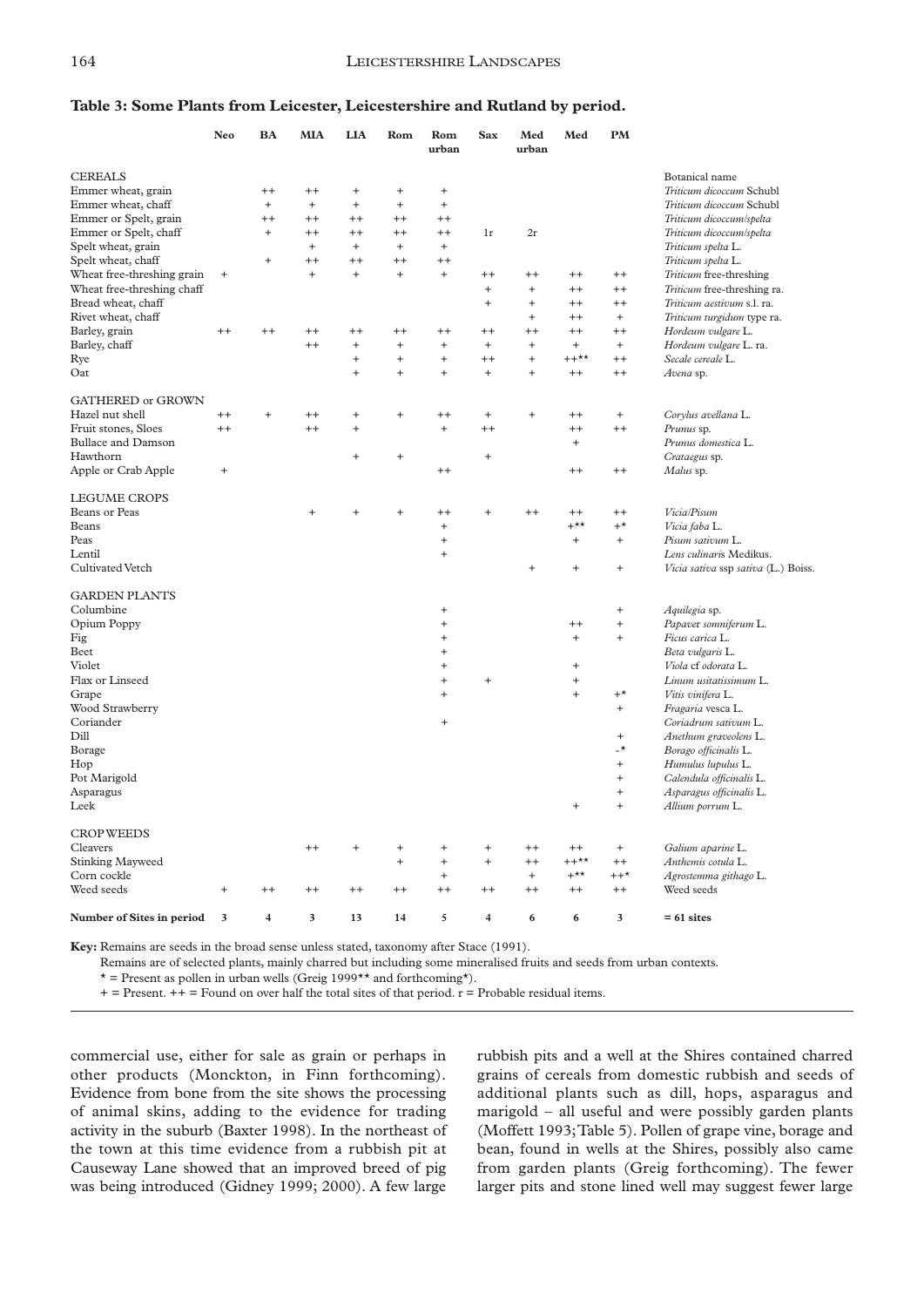**Table 3: Some Plants from Leicester, Leicestershire and Rutland by period.**

| | Neo | BA | MIA | LIA | Rom | Rom urban | Sax | Med urban | Med | PM | |
|---|---|---|---|---|---|---|---|---|---|---|---|
| CEREALS | | | | | | | | | | | Botanical name |
| Emmer wheat, grain | | ++ | ++ | + | + | + | | | | | *Triticum dicoccum* Schubl |
| Emmer wheat, chaff | | + | + | + | + | + | | | | | *Triticum dicoccum* Schubl |
| Emmer or Spelt, grain | | ++ | ++ | ++ | ++ | ++ | | | | | *Triticum dicoccum/spelta* |
| Emmer or Spelt, chaff | | + | ++ | ++ | ++ | ++ | 1r | 2r | | | *Triticum dicoccum/spelta* |
| Spelt wheat, grain | | | + | + | + | + | | | | | *Triticum spelta* L. |
| Spelt wheat, chaff | | + | ++ | ++ | ++ | ++ | | | | | *Triticum spelta* L. |
| Wheat free-threshing grain | + | | + | + | + | + | ++ | ++ | ++ | ++ | *Triticum* free-threshing |
| Wheat free-threshing chaff | | | | | | | + | + | ++ | ++ | *Triticum* free-threshing ra. |
| Bread wheat, chaff | | | | | | | + | + | ++ | ++ | *Triticum aestivum* s.l. ra. |
| Rivet wheat, chaff | | | | | | | | + | ++ | + | *Triticum turgidum* type ra. |
| Barley, grain | ++ | ++ | ++ | ++ | ++ | ++ | ++ | ++ | ++ | ++ | *Hordeum vulgare* L. |
| Barley, chaff | | | ++ | + | + | + | + | + | + | + | *Hordeum vulgare* L. ra. |
| Rye | | | | + | + | + | ++ | + | ++** | ++ | *Secale cereale* L. |
| Oat | | | | + | + | + | + | + | ++ | ++ | *Avena* sp. |
| GATHERED or GROWN | | | | | | | | | | | |
| Hazel nut shell | ++ | + | ++ | + | + | ++ | + | + | ++ | + | *Corylus avellana* L. |
| Fruit stones, Sloes | ++ | | ++ | + | | + | ++ | | ++ | ++ | *Prunus* sp. |
| Bullace and Damson | | | | | | | | | + | | *Prunus domestica* L. |
| Hawthorn | | | | + | + | | + | | | | *Crataegus* sp. |
| Apple or Crab Apple | + | | | | | ++ | | | ++ | ++ | *Malus* sp. |
| LEGUME CROPS | | | | | | | | | | | |
| Beans or Peas | | | + | + | + | ++ | + | ++ | ++ | ++ | *Vicia/Pisum* |
| Beans | | | | | | + | | | +** | +* | *Vicia faba* L. |
| Peas | | | | | | + | | | + | + | *Pisum sativum* L. |
| Lentil | | | | | | + | | | | | *Lens culinaris* Medikus. |
| Cultivated Vetch | | | | | | | | + | + | + | *Vicia sativa* ssp *sativa* (L.) Boiss. |
| GARDEN PLANTS | | | | | | | | | | | |
| Columbine | | | | | | + | | | | + | *Aquilegia* sp. |
| Opium Poppy | | | | | | + | | | ++ | + | *Papaver somniferum* L. |
| Fig | | | | | | + | | | + | + | *Ficus carica* L. |
| Beet | | | | | | + | | | | | *Beta vulgaris* L. |
| Violet | | | | | | + | | | + | | *Viola* cf *odorata* L. |
| Flax or Linseed | | | | | | + | + | | + | | *Linum usitatissimum* L. |
| Grape | | | | | | + | | | + | +* | *Vitis vinifera* L. |
| Wood Strawberry | | | | | | | | | | + | *Fragaria* vesca L. |
| Coriander | | | | | | + | | | | | *Coriadrum sativum* L. |
| Dill | | | | | | | | | | + | *Anethum graveolens* L. |
| Borage | | | | | | | | | | -* | *Borago officinalis* L. |
| Hop | | | | | | | | | | + | *Humulus lupulus* L. |
| Pot Marigold | | | | | | | | | | + | *Calendula officinalis* L. |
| Asparagus | | | | | | | | | | + | *Asparagus officinalis* L. |
| Leek | | | | | | | | | + | + | *Allium porrum* L. |
| CROP WEEDS | | | | | | | | | | | |
| Cleavers | | | ++ | + | + | + | + | ++ | ++ | + | *Galium aparine* L. |
| Stinking Mayweed | | | | | + | + | + | ++ | ++** | ++ | *Anthemis cotula* L. |
| Corn cockle | | | | | | + | | + | +** | ++* | *Agrostemma githago* L. |
| Weed seeds | + | ++ | ++ | ++ | ++ | ++ | ++ | ++ | ++ | ++ | Weed seeds |
| **Number of Sites in period** | **3** | **4** | **3** | **13** | **14** | **5** | **4** | **6** | **6** | **3** | **= 61 sites** |

**Key:** Remains are seeds in the broad sense unless stated, taxonomy after Stace (1991).
Remains are of selected plants, mainly charred but including some mineralised fruits and seeds from urban contexts.
* = Present as pollen in urban wells (Greig 1999** and forthcoming*).
\+ = Present. ++ = Found on over half the total sites of that period. r = Probable residual items.

commercial use, either for sale as grain or perhaps in other products (Monckton, in Finn forthcoming). Evidence from bone from the site shows the processing of animal skins, adding to the evidence for trading activity in the suburb (Baxter 1998). In the northeast of the town at this time evidence from a rubbish pit at Causeway Lane showed that an improved breed of pig was being introduced (Gidney 1999; 2000). A few large rubbish pits and a well at the Shires contained charred grains of cereals from domestic rubbish and seeds of additional plants such as dill, hops, asparagus and marigold – all useful and were possibly garden plants (Moffett 1993; Table 5). Pollen of grape vine, borage and bean, found in wells at the Shires, possibly also came from garden plants (Greig forthcoming). The fewer larger pits and stone lined well may suggest fewer large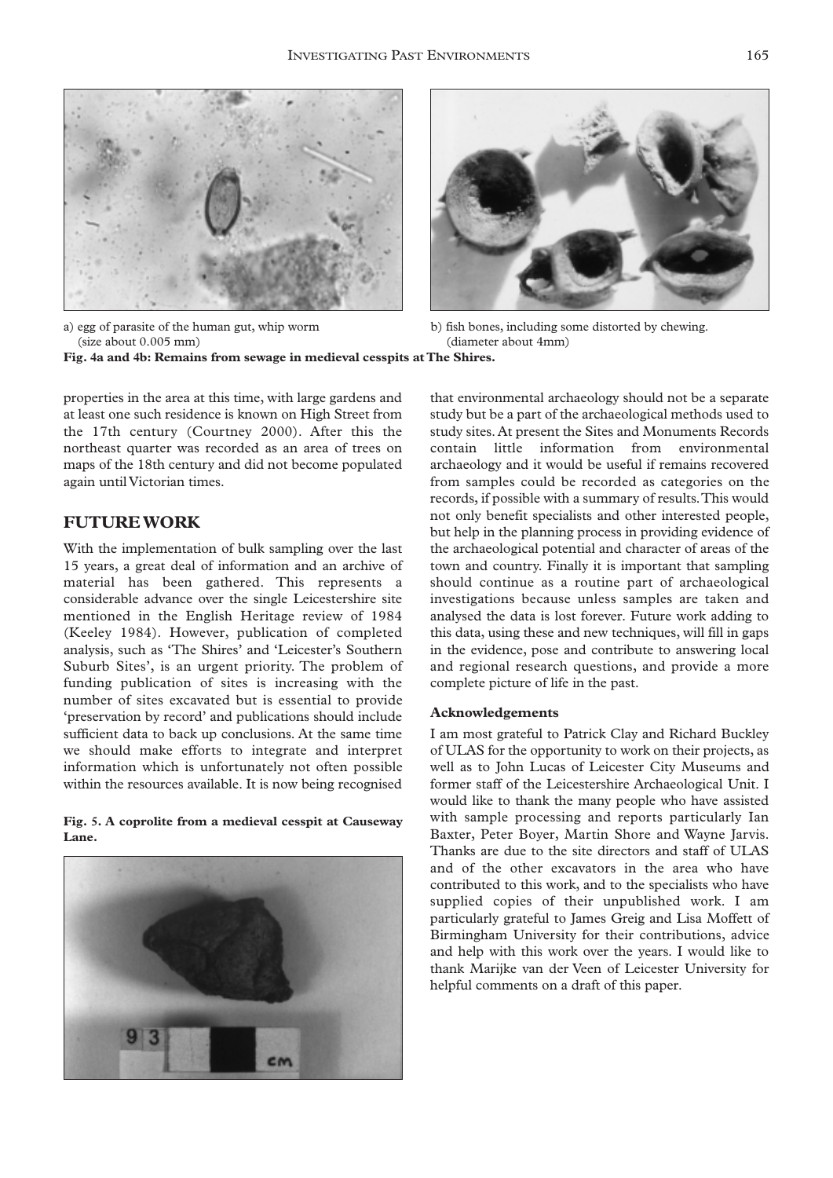a) egg of parasite of the human gut, whip worm (size about 0.005 mm)

b) fish bones, including some distorted by chewing. (diameter about 4mm)

**Fig. 4a and 4b: Remains from sewage in medieval cesspits at The Shires.**

properties in the area at this time, with large gardens and at least one such residence is known on High Street from the 17th century (Courtney 2000). After this the northeast quarter was recorded as an area of trees on maps of the 18th century and did not become populated again until Victorian times.

## FUTURE WORK

With the implementation of bulk sampling over the last 15 years, a great deal of information and an archive of material has been gathered. This represents a considerable advance over the single Leicestershire site mentioned in the English Heritage review of 1984 (Keeley 1984). However, publication of completed analysis, such as 'The Shires' and 'Leicester's Southern Suburb Sites', is an urgent priority. The problem of funding publication of sites is increasing with the number of sites excavated but is essential to provide 'preservation by record' and publications should include sufficient data to back up conclusions. At the same time we should make efforts to integrate and interpret information which is unfortunately not often possible within the resources available. It is now being recognised that environmental archaeology should not be a separate study but be a part of the archaeological methods used to study sites. At present the Sites and Monuments Records contain little information from environmental archaeology and it would be useful if remains recovered from samples could be recorded as categories on the records, if possible with a summary of results. This would not only benefit specialists and other interested people, but help in the planning process in providing evidence of the archaeological potential and character of areas of the town and country. Finally it is important that sampling should continue as a routine part of archaeological investigations because unless samples are taken and analysed the data is lost forever. Future work adding to this data, using these and new techniques, will fill in gaps in the evidence, pose and contribute to answering local and regional research questions, and provide a more complete picture of life in the past.

**Fig. 5. A coprolite from a medieval cesspit at Causeway Lane.**

### Acknowledgements

I am most grateful to Patrick Clay and Richard Buckley of ULAS for the opportunity to work on their projects, as well as to John Lucas of Leicester City Museums and former staff of the Leicestershire Archaeological Unit. I would like to thank the many people who have assisted with sample processing and reports particularly Ian Baxter, Peter Boyer, Martin Shore and Wayne Jarvis. Thanks are due to the site directors and staff of ULAS and of the other excavators in the area who have contributed to this work, and to the specialists who have supplied copies of their unpublished work. I am particularly grateful to James Greig and Lisa Moffett of Birmingham University for their contributions, advice and help with this work over the years. I would like to thank Marijke van der Veen of Leicester University for helpful comments on a draft of this paper.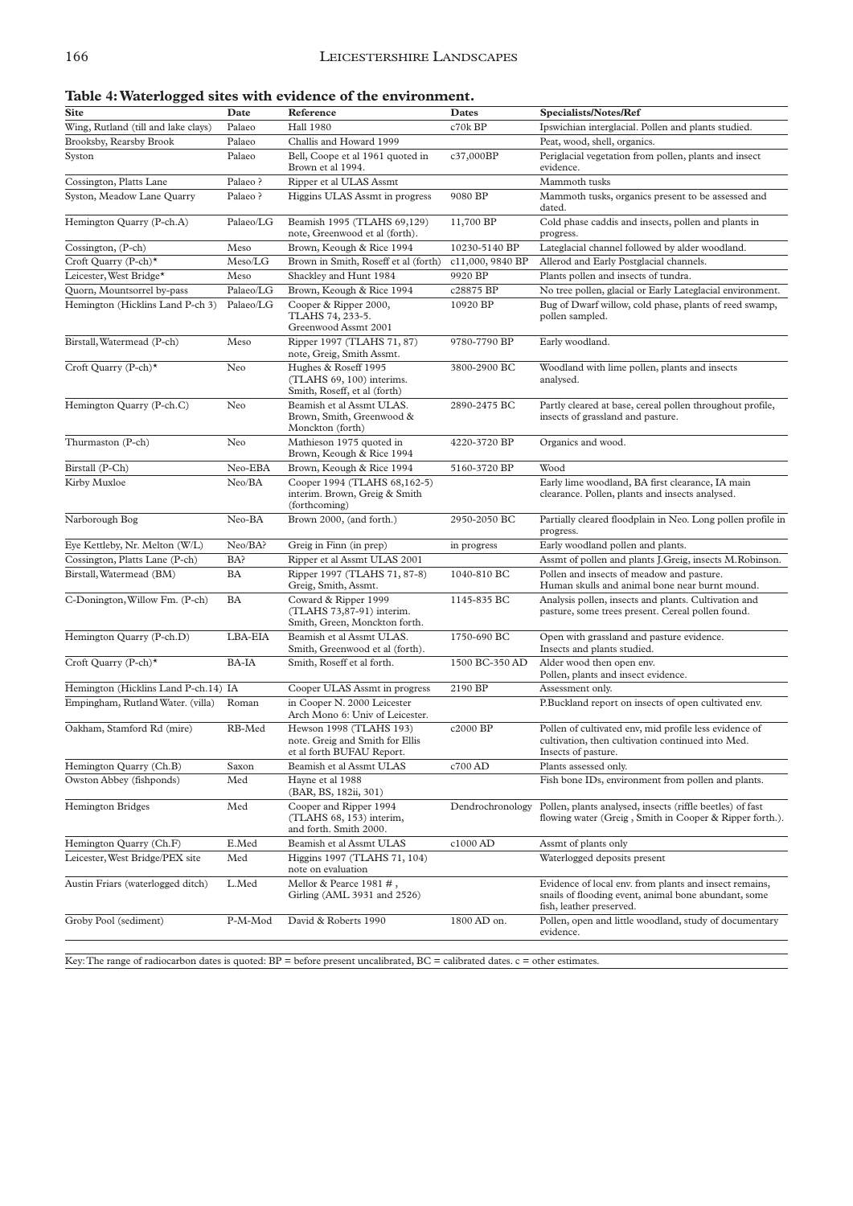**Table 4: Waterlogged sites with evidence of the environment.**

| Site | Date | Reference | Dates | Specialists/Notes/Ref |
|---|---|---|---|---|
| Wing, Rutland (till and lake clays) | Palaeo | Hall 1980 | c70k BP | Ipswichian interglacial. Pollen and plants studied. |
| Brooksby, Rearsby Brook | Palaeo | Challis and Howard 1999 | | Peat, wood, shell, organics. |
| Syston | Palaeo | Bell, Coope et al 1961 quoted in Brown et al 1994. | c37,000BP | Periglacial vegetation from pollen, plants and insect evidence. |
| Cossington, Platts Lane | Palaeo ? | Ripper et al ULAS Assmt | | Mammoth tusks |
| Syston, Meadow Lane Quarry | Palaeo ? | Higgins ULAS Assmt in progress | 9080 BP | Mammoth tusks, organics present to be assessed and dated. |
| Hemington Quarry (P-ch.A) | Palaeo/LG | Beamish 1995 (TLAHS 69,129) note, Greenwood et al (forth). | 11,700 BP | Cold phase caddis and insects, pollen and plants in progress. |
| Cossington, (P-ch) | Meso | Brown, Keough & Rice 1994 | 10230-5140 BP | Lateglacial channel followed by alder woodland. |
| Croft Quarry (P-ch)* | Meso/LG | Brown in Smith, Roseff et al (forth) | c11,000, 9840 BP | Allerod and Early Postglacial channels. |
| Leicester, West Bridge* | Meso | Shackley and Hunt 1984 | 9920 BP | Plants pollen and insects of tundra. |
| Quorn, Mountsorrel by-pass | Palaeo/LG | Brown, Keough & Rice 1994 | c28875 BP | No tree pollen, glacial or Early Lateglacial environment. |
| Hemington (Hicklins Land P-ch 3) | Palaeo/LG | Cooper & Ripper 2000, TLAHS 74, 233-5. Greenwood Assmt 2001 | 10920 BP | Bug of Dwarf willow, cold phase, plants of reed swamp, pollen sampled. |
| Birstall, Watermead (P-ch) | Meso | Ripper 1997 (TLAHS 71, 87) note, Greig, Smith Assmt. | 9780-7790 BP | Early woodland. |
| Croft Quarry (P-ch)* | Neo | Hughes & Roseff 1995 (TLAHS 69, 100) interims. Smith, Roseff, et al (forth) | 3800-2900 BC | Woodland with lime pollen, plants and insects analysed. |
| Hemington Quarry (P-ch.C) | Neo | Beamish et al Assmt ULAS. Brown, Smith, Greenwood & Monckton (forth) | 2890-2475 BC | Partly cleared at base, cereal pollen throughout profile, insects of grassland and pasture. |
| Thurmaston (P-ch) | Neo | Mathieson 1975 quoted in Brown, Keough & Rice 1994 | 4220-3720 BP | Organics and wood. |
| Birstall (P-Ch) | Neo-EBA | Brown, Keough & Rice 1994 | 5160-3720 BP | Wood |
| Kirby Muxloe | Neo/BA | Cooper 1994 (TLAHS 68,162-5) interim. Brown, Greig & Smith (forthcoming) | | Early lime woodland, BA first clearance, IA main clearance. Pollen, plants and insects analysed. |
| Narborough Bog | Neo-BA | Brown 2000, (and forth.) | 2950-2050 BC | Partially cleared floodplain in Neo. Long pollen profile in progress. |
| Eye Kettleby, Nr. Melton (W/L) | Neo/BA? | Greig in Finn (in prep) | in progress | Early woodland pollen and plants. |
| Cossington, Platts Lane (P-ch) | BA? | Ripper et al Assmt ULAS 2001 | | Assmt of pollen and plants J.Greig, insects M.Robinson. |
| Birstall, Watermead (BM) | BA | Ripper 1997 (TLAHS 71, 87-8) Greig, Smith, Assmt. | 1040-810 BC | Pollen and insects of meadow and pasture. Human skulls and animal bone near burnt mound. |
| C-Donington, Willow Fm. (P-ch) | BA | Coward & Ripper 1999 (TLAHS 73,87-91) interim. Smith, Green, Monckton forth. | 1145-835 BC | Analysis pollen, insects and plants. Cultivation and pasture, some trees present. Cereal pollen found. |
| Hemington Quarry (P-ch.D) | LBA-EIA | Beamish et al Assmt ULAS. Smith, Greenwood et al (forth). | 1750-690 BC | Open with grassland and pasture evidence. Insects and plants studied. |
| Croft Quarry (P-ch)* | BA-IA | Smith, Roseff et al forth. | 1500 BC-350 AD | Alder wood then open env. Pollen, plants and insect evidence. |
| Hemington (Hicklins Land P-ch.14) | IA | Cooper ULAS Assmt in progress | 2190 BP | Assessment only. |
| Empingham, Rutland Water. (villa) | Roman | in Cooper N. 2000 Leicester Arch Mono 6: Univ of Leicester. | | P.Buckland report on insects of open cultivated env. |
| Oakham, Stamford Rd (mire) | RB-Med | Hewson 1998 (TLAHS 193) note. Greig and Smith for Ellis et al forth BUFAU Report. | c2000 BP | Pollen of cultivated env, mid profile less evidence of cultivation, then cultivation continued into Med. Insects of pasture. |
| Hemington Quarry (Ch.B) | Saxon | Beamish et al Assmt ULAS | c700 AD | Plants assessed only. |
| Owston Abbey (fishponds) | Med | Hayne et al 1988 (BAR, BS, 182ii, 301) | | Fish bone IDs, environment from pollen and plants. |
| Hemington Bridges | Med | Cooper and Ripper 1994 (TLAHS 68, 153) interim, and forth. Smith 2000. | Dendrochronology | Pollen, plants analysed, insects (riffle beetles) of fast flowing water (Greig , Smith in Cooper & Ripper forth.). |
| Hemington Quarry (Ch.F) | E.Med | Beamish et al Assmt ULAS | c1000 AD | Assmt of plants only |
| Leicester, West Bridge/PEX site | Med | Higgins 1997 (TLAHS 71, 104) note on evaluation | | Waterlogged deposits present |
| Austin Friars (waterlogged ditch) | L.Med | Mellor & Pearce 1981 #, Girling (AML 3931 and 2526) | | Evidence of local env. from plants and insect remains, snails of flooding event, animal bone abundant, some fish, leather preserved. |
| Groby Pool (sediment) | P-M-Mod | David & Roberts 1990 | 1800 AD on. | Pollen, open and little woodland, study of documentary evidence. |

Key: The range of radiocarbon dates is quoted: BP = before present uncalibrated, BC = calibrated dates. c = other estimates.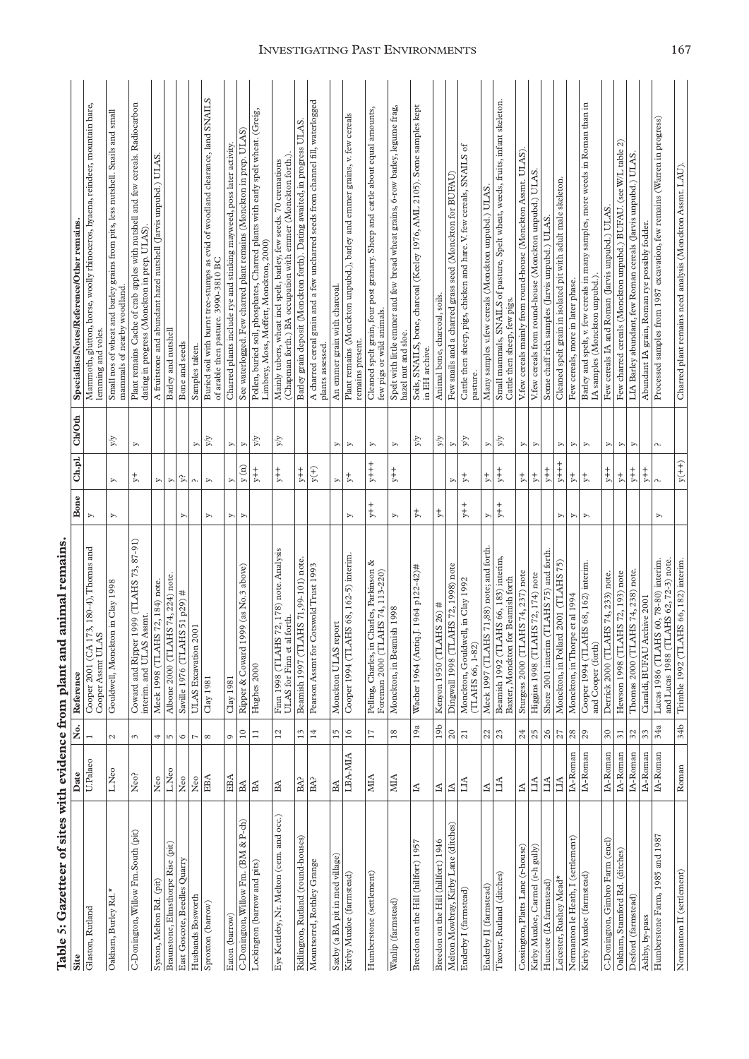**Table 5: Gazetteer of sites with evidence from plant and animal remains.**

| Site | Date | No. | Reference | Bone | Ch.pl. | Ch/Oth | Specialists/Notes/Reference/Other remains. |
|---|---|---|---|---|---|---|---|
| Glaston, Rutland | U.Palaeo | 1 | Cooper 2001 (CA 173, 180-4); Thomas and Cooper Assmt ULAS | y | | | Mammoth, glutton, horse, woolly rhinoceros, hyaena, reindeer, mountain hare, lemming and voles. |
| Oakham, Burley Rd.* | L.Neo | 2 | Gouldwell, Monckton in Clay 1998 | y | y | y/y | Small nos of wheat and barley grains from pits, less nutshell. Snails and small mammals of nearby woodland. |
| C-Donington, Willow Fm. South (pit) | Neo? | 3 | Coward and Ripper 1999 (TLAHS 73, 87-91) interim. and ULAS Assmt. | | y+ | y | Plant remains Cache of crab apples with nutshell and few cereals. Radiocarbon dating in progress (Monckton in prep. ULAS). |
| Syston, Melton Rd. (pit) | Neo | 4 | Meek 1998 (TLAHS 72, 184) note. | | y | | A fruitstone and abundant hazel nutshell (Jarvis unpubd.) ULAS. |
| Braunstone, Elmsthorpe Rise (pit) | L.Neo | 5 | Albone 2000 (TLAHS 74, 224) note. | | y | | Barley and nutshell |
| East Goscote, Beedles Quarry | Neo | 6 | Saville 1976 (TLAHS 51 p29) # | y | y? | | Bone and seeds |
| Husbands Bosworth | Neo | 7 | ULAS Excavation 2001 | | ? | y | Samples taken. |
| Sproxton (barrow) | EBA | 8 | Clay 1981 | y | y | y/y | Buried soil with burnt tree-stumps as evid of woodland clearance, land SNAILS of arable then pasture. 3990-3810 BC. |
| Eaton (barrow) | EBA | 9 | Clay 1981 | y | y | y | Charred plants include rye and stinking mayweed, poss later activity. |
| C-Donington, Willow Fm. (BM & P-ch) | BA | 10 | Ripper & Coward 1999 (as No.3 above) | y | y (n) | y | See waterlogged. Few charred plant remains (Monckton in prep. ULAS) |
| Lockington (barrow and pits) | BA | 11 | Hughes 2000 | | y++ | y/y | Pollen, buried soil, phosphates. Charred plants with early spelt wheat. (Greig, Limbrey, Moss, Moffett, Monckton, 2000) |
| Eye Kettleby, Nr. Melton (cem. and occ.) | BA | 12 | Finn 1998 (TLAHS 72, 178) note. Analysis ULAS for Finn et al forth. | | y++ | y/y | Mainly tubers, wheat incl spelt, barley, few seeds. 70 cremations (Chapman forth.) BA occupation with emmer (Monckton forth.). |
| Ridlington, Rutland (round-houses) | BA? | 13 | Beamish 1997 (TLAHS 71, 99-101) note. | | y++ | | Barley grain deposit (Monckton forth). Dating awaited, in progress ULAS. |
| Mountsorrel, Rothley Grange | BA? | 14 | Pearson Assmt for Cotswold Trust 1993 | | y(+) | | A charred cereal grain and a few uncharred seeds from channel fill, waterlogged plants assessed. |
| Saxby (a BA pit in med village) | BA | 15 | Monckton ULAS report | | y | y | An emmer grain with charcoal. |
| Kirby Muxloe (farmstead) | LBA-MIA | 16 | Cooper 1994 (TLAHS 68, 162-5) interim. | y | y+ | y | Plant remains (Monckton unpubd.), barley and emmer grains, v. few cereals remains present. |
| Humberstone (settlement) | MIA | 17 | Pelling, Charles, in Charles, Parkinson & Foreman 2000 (TLAHS 74, 113-220) | y++ | y+++ | y | Cleaned spelt grain, four post granary. Sheep and cattle about equal amounts, few pigs or wild animals. |
| Wanlip (farmstead) | MIA | 18 | Monckton, in Beamish 1998 | y | y++ | y | Spelt with little emmer and few bread wheat grains, 6-row barley, legume frag, hazel nut and sloe. |
| Breedon on the Hill (hillfort) 1957 | IA | 19a | Wacher 1964 (Antiq.J. 1964 p122-42)# | y+ | | y/y | Soils, SNAILS, bone, charcoal (Keeley 1976, AML 2105). Some samples kept in EH archive. |
| Breedon on the Hill (hillfort) 1946 | IA | 19b | Kenyon 1950 (TLAHS 26) # | y+ | | | Animal bone, charcoal, soils. |
| Melton Mowbray, Kirby Lane (ditches) | IA | 20 | Dingwall 1998 (TLAHS 72, 1998) note | | y | y | Few snails and a charred grass seed (Monckton for BUFAU) |
| Enderby I (farmstead) | LIA | 21 | Monckton, Gouldwell, in Clay 1992 (TLAHS 66, 1-82) | y++ | y+ | y/y | Cattle then sheep, pigs, chicken and hare. V. few cereals, SNAILS of pasture. |
| Enderby II (farmstead) | IA | 22 | Meek 1997 (TLAHS 71,88) note; and forth. | y | y+ | y | Many samples v.few cereals (Monckton unpubd.) ULAS. |
| Tixover, Rutland (ditches) | LIA | 23 | Beamish 1992 (TLAHS 66, 183) interim, Baxter, Monckton for Beamish forth | y++ | y++ | y/y | Small mammals, SNAILS of pasture, Spelt wheat, weeds, fruits, infant skeleton. Cattle then sheep, few pigs. |
| Cossington, Platts Lane (r-house) | IA | 24 | Sturgess 2000 (TLAHS 74, 237) note | | y+ | y | V.few cereals mainly from round-house (Monckton Assmt. ULAS). |
| Kirby Muxloe, Carmel (r-h gully) | LIA | 25 | Higgins 1998 (TLAHS 72, 174) note | | y+ | y | V.few cereals from round-house (Monckton unpubd.) ULAS. |
| Huncote (IA farmstead) | LIA | 26 | Shore 2001 interim (TLAHS 75) and forth. | | y++ | | Some chaff rich samples (Jarvis unpubd.) ULAS. |
| Leicester, Rushey Mead* | LIA | 27 | Monckton, in Pollard 2001 (TLAHS 75) | y | y+++ | y | Cleaned spelt grain in isolated pit with adult male skeleton. |
| Normanton le Heath, I (settlement) | IA-Roman | 28 | Monckton, in Thorpe et al 1994 | y | y+ | y | Few cereals, more in later phase. |
| Kirby Muxloe (farmstead) | IA-Roman | 29 | Cooper 1994 (TLAHS 68, 162) interim. and Cooper (forth) | y | y+ | y | Barley and spelt, v. few cereals in many samples, more weeds in Roman than in IA samples (Monckton unpubd.). |
| C-Donington, Gimbro Farm (encl) | IA-Roman | 30 | Derrick 2000 (TLAHS 74, 233) note. | | y++ | y | Few cereals IA and Roman (Jarvis unpubd.) ULAS. |
| Oakham, Stamford Rd. (ditches) | IA-Roman | 31 | Hewson 1998 (TLAHS 72, 193) note | | y+ | y | Few charred cereals (Monckton unpubd.) BUFAU. (see W/L table 2) |
| Desford (farmstead) | IA-Roman | 32 | Thomas 2000 (TLAHS 74, 238) note. | | y++ | y | LIA Barley abundant, few Roman cereals (Jarvis unpubd.) ULAS. |
| Ashby, by-pass | IA-Roman | 33 | Ciaraldi, BUFAU Archive 2001 | | y++ | | Abundant IA grain, Roman rye possibly fodder. |
| Humberstone Farm, 1985 and 1987 | IA-Roman | 34a | Lucas 1986 (TLAHS 60, 78-80) interim. and Lucas 1988 (TLAHS 62, 72-3) note. | y | ? | ? | Processed samples from 1987 excavation, few remains (Warren in progress) |
| Normanton II (settlement) | Roman | 34b | Trimble 1992 (TLAHS 66, 182) interim. | | y(++) | | Charred plant remains need analysis (Monckton Assmt. LAU). |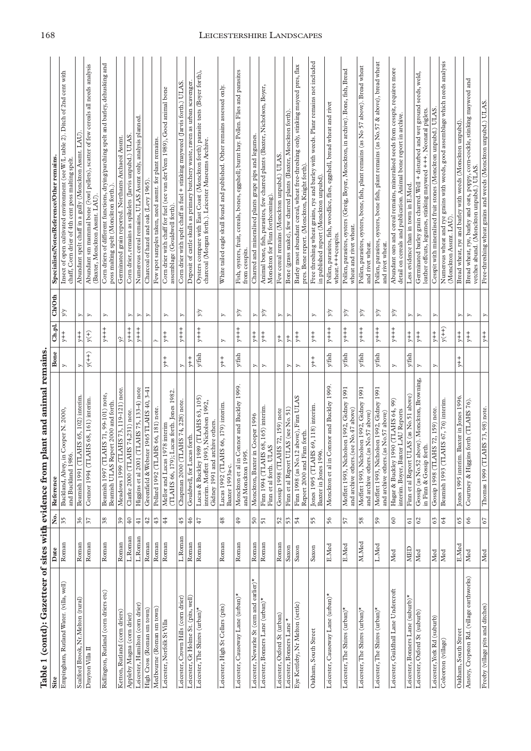**Table 1 (contd): Gazetteer of sites with evidence from plant and animal remains.**

| Site | Date | No. | Reference | Bone | Ch.pl. | Ch/Oth | Specialists/Notes/Reference/Other remains. |
|---|---|---|---|---|---|---|---|
| Empingham, Rutland Water. (villa, well) | Roman | 35 | Buckland, Alvey, in Cooper N. 2000, and Buckland 1986. | y | y++ | y/y | Insect of open cultivated environment (see W/L table 2). Ditch of 2nd cent with chaff, Corn drier of 4th cent poss malting spelt. |
| Scalford Brook, Nr. Melton (rural) | Roman | 36 | Beamish 1991 (TLAHS 65, 102) interim. | y | y++ | y | Abundant spelt chaff in a gully (Monckton Assmt. LAU). |
| Drayton Villa II | Roman | 37 | Connor 1994 (TLAHS 68, 161) interim. | y(++) | y(+) | y | Abundant sm mammal bone (?owl pellets), scatter of few cereals all needs analysis (Baxter, Monckton Assmt. LAU). |
| Ridlington, Rutland (corn driers etc) | Roman | 38 | Beamish 1997 (TLAHS 71, 99-101) note, Beamish ULAS Report 2000 and forth. | | y+++ | y | Corn driers of different functions, drying/parching spelt and barley, dehusking and poss malting spelt (Monckton forth.). |
| Ketton, Rutland (corn driers) | Roman | 39 | Meadows 1999 (TLAHS 73, 119-121) note. | | y? | | Germinated grain reported. Northants Archaeol Assmt. |
| Appleby Magna (corn drier) | L.Roman | 40 | Clarke 2000 (TLAHS 74,231) note. | | y+++ | y | Corn drier, remains as spikelets (Jarvis unpubd.) ULAS. |
| Leicester, Hamilton (corn drier) | L.Roman | 41 | Higgins et al 2001 (TLAHS 75, 133-4) note | | y+++ | y | Numerous cereal remains, ULAS Assmt only, analysis planned. |
| High Cross (Roman sm town) | Roman | 42 | Greenfield & Webster 1965 TLAHS 40, 3-41 | | | y | Charcoal of hazel and oak (Levy 1965). |
| Medbourne (Roman sm town) | Roman | 43 | Pollard 1992 (TLAHS 66, 181) note. | ? | | | Few spot samples taken, need assmt. for plant remains. |
| Leicester, Norfolk St Villa | Roman | 44 | Mellor and Lucas 1978 interim (TLAHS 66, 179); Lucas forth. Jones 1982. | y++ | y++ | y | Corn drier with chaff for fuel (see van der Veen 1989), Good animal bone assemblage (Gouldwell forth). |
| Leicester, Crown Hills (corn drier) | L.Roman | 45 | Chapman 2000 (TLAHS 74, 228) note. | y | y+++ | y | Corn drier with spelt chaff as fuel + stinking mayweed (Jarvis forth.) ULAS. |
| Leicester, Gt Holme St. (pits, well) | Roman | 46 | Gouldwell, for Lucas forth. | y++ | | | Deposit of cattle skulls as primary butchery waste, raven as urban scavenger. |
| Leicester, The Shires (urban)* | Roman | 47 | Lucas & Buckley 1989 (TLAHS 63, 105) interim. Moffett 1993, Nicholson 1992, Gidney 1991 and archive others. | y/fish | y+++ | y/y | Oysters compare with East Coast (Monckton forth) parasite tests (Boyer forth), charcoal (Morgan forth.). Leicester Museums Archive. |
| Leicester, High St Cellars (pits) | Roman | 48 | Lucas 1992 (TLAHS 66, 179) interim. Baxter 1993a-c. | y++ | y | y | White tailed eagle skull found and published. Other remains assessed only. |
| Leicester, Causeway Lane (urban)* | Roman | 49 | Monckton et al in Connor and Buckley 1999. and Monckton 1995. | y/fish | y+++ | y/y | Fish, oysters, fruit, cereals, bones, eggshell; burnt hay. Pollen. Flies and parasites from cesspits. |
| Leicester, Newarke St (cem and earlier)* | Roman | 50 | Monckton, Baxter in Cooper 1996 | y | y++ | y | Charred and mineralised plants grape pips and legumes. |
| Leicester, Bonners Lane (urban)* | Roman | 51 | Finn 1994 (TLAHS 68, 165) interim. Finn et al forth. ULAS | y | y++ | y/y | Animal bone, fish, parasites, few charred plants (Baxter, Nicholson, Boyer, Monckton for Finn forthcoming). |
| Leicester, Oxford St (urban) | Roman | 52 | Gossip 1998 (TLAHS 72, 159) note | | y+ | y | Few cereal remains (Monckton unpubd.) ULAS. |
| Leicester, Bonners Lane * | Saxon | 53 | Finn et al Report ULAS (see No. 51) | y | y+ | y | Bone (grass snake), few charred plants (Baxter, Monckton forth). |
| Eye Kettleby, Nr Melton (settle) | Saxon | 54 | Finn 1998 (as No.12 above), Finn ULAS Report 2000 and Finn forth. | y | y++ | | Barley most abundant cereal, wheat free-threshing only, stinking mayeed pres, flax pres. Bone report. (Monckton, Knight forth). |
| Oakham, South Street | Saxon | 55 | Jones 1995 (TLAHS 69, 118) interim. Baxter in Jones 1996. | y++ | y++ | y | Free threshing wheat grains, rye and barley with weeds. Plant remains not included in published report (Monckton unpubd). |
| Leicester, Causeway Lane (urban)* | E.Med | 56 | Monckton et al in Connor and Buckley 1999. | y/fish | y+++ | y/y | Pollen, parasites, fish, woodlice, flies, eggshell, bread wheat and rivet wheat.+++cesspits. |
| Leicester, The Shires (urban)* | E.Med | 57 | Moffett 1993, Nicholson 1992, Gidney 1991 and archive others.(see No.47 above) | y/fish | y+++ | y/y | Pollen, parasites, oysters (Greig, Boyer, Monckton, in archive). Bone, fish, Bread wheat and rivet wheat. |
| Leicester, The Shires (urban)* | M.Med | 58 | Moffett 1993, Nicholson 1992, Gidney 1991 and archive others.(as No.57 above) | y/fish | y+++ | y/y | Pollen, parasites, oysters, bone, fish, plant remains (as No 57 above). Bread wheat and rivet wheat. |
| Leicester, The Shires (urban)* | L.Med | 59 | Moffett 1993, Nicholson 1992, Gidney 1991 and archive others.(as No.57 above) | y/fish | y+++ | y/y | Pollen, parasites, oysters, bone fish, plant remains (as No.57 & above), bread wheat and rivet wheat. |
| Leicester, Guildhall Lane Undercroft | Med | 60 | Hagar & Buckley 1990 (TLAHS 64, 99) interim. Boyer, Baxter LAU Reports | y | y+++ | y/y | Abundant oats and cereal remains, mineralised seeds from cesspit, requires more detail on cereals and publication. Animal bone report in archive. |
| Leicester, Bonners Lane (suburb)* | MED | 61 | Finn et al Report ULAS (as No.51 above) | y/fish | y++ | y | Less evidence than in town in E.Med. |
| Leicester, Oxford St (suburb) | Med | 62 | Gossip (as No.52 above). Monckton, Browning, in Finn & Gossip forth. | y | y++ | y | Germinated barley grain charred. Well + disturbed and wet ground seeds, weld, leather offcuts, legumes, stinking mayweed +++. Neonatal piglets. |
| Leicester, York Rd (suburb) | Med | 63 | Gossip 1998 (TLAHS 72, 159) note. | y | y++ | y | Cesspit with mineralised fruit stones (Monckton unpubd.) ULAS. |
| Coleorton (village) | Med | 64 | Beamish 1993 (TLAHS 67, 76) interim. | | y(++) | y | Numerous wheat and rye grains with weeds, good assemblage which needs analysis (Monckton Assmt. LAU). |
| Oakham, South Street | E.Med | 65 | Jones 1995 interim. Baxter in Jones 1996. | y++ | y++ | y | Bread wheat, rye and barley with weeds (Monckton unpubd). |
| Anstey, Cropston Rd. (village earthworks) | Med | 66 | Courtney & Higgins forth (TLAHS 76). | | y++ | y | Bread wheat, rye, barley and oats, poppy, corn-cockle, stinking mayweed and vetches abund. (Monckton unpubd.) ULAS. |
| Freeby (village pits and ditches) | Med | 67 | Thomas 1999 (TLAHS 73, 98) note. | | y++ | y | Free-threshing wheat grains and weeds (Monckton unpubd.) ULAS. |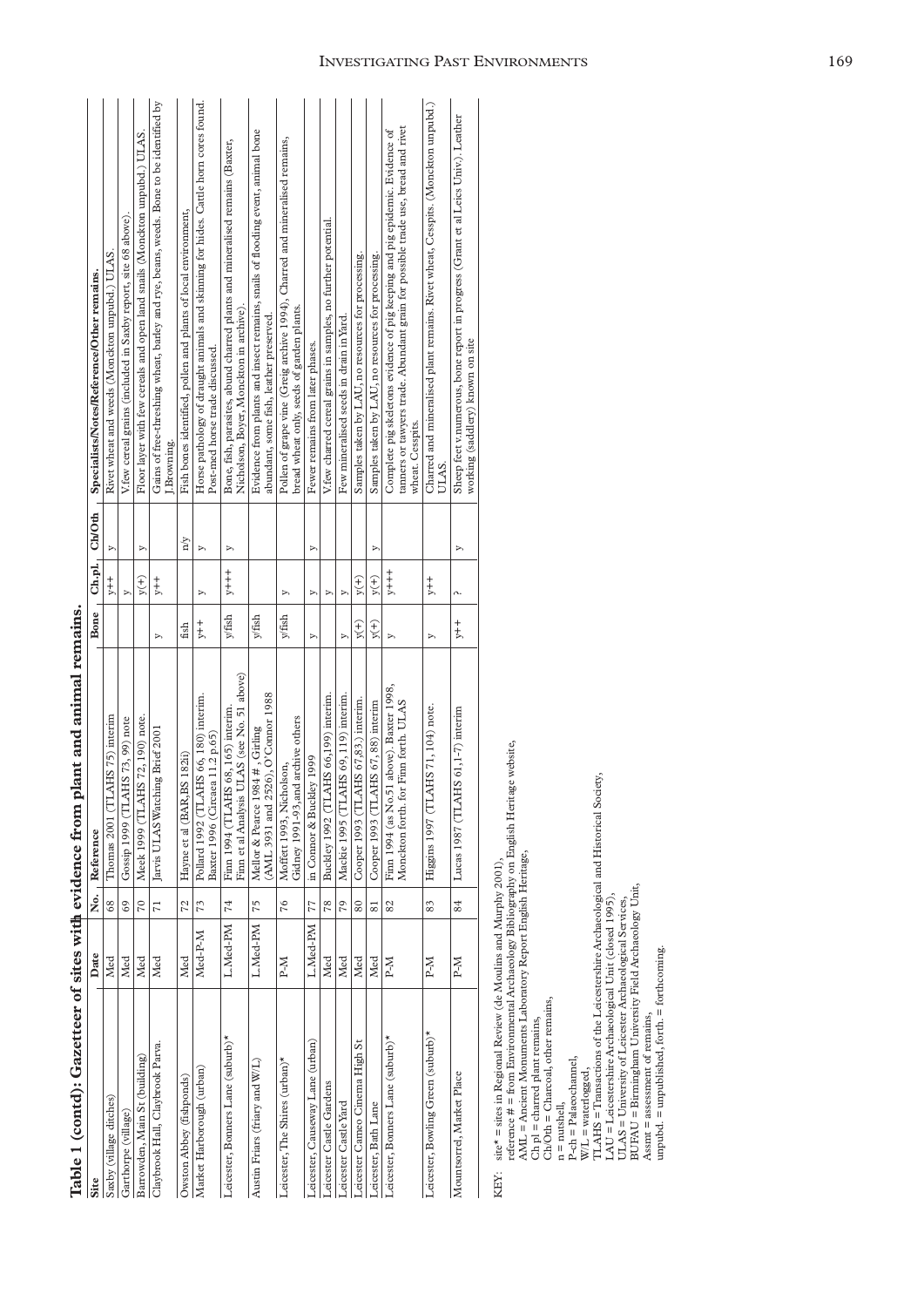**Table 1 (contd): Gazetteer of sites with evidence from plant and animal remains.**

| Site | Date | No. | Reference | Bone | Ch.pl. | Ch/Oth | Specialists/Notes/Reference/Other remains. |
|---|---|---|---|---|---|---|---|
| Saxby (village ditches) | Med | 68 | Thomas 2001 (TLAHS 75) interim | | y++ | y | Rivet wheat and weeds (Monckton unpubd.) ULAS. |
| Garthorpe (village) | Med | 69 | Gossip 1999 (TLAHS 73, 99) note | | y | | V.few cereal grains (included in Saxby report, site 68 above). |
| Barrowden, Main St (building) | Med | 70 | Meek 1999 (TLAHS 72, 190) note. | | y(+) | y | Floor layer with few cereals and open land snails (Monckton unpubd.) ULAS. |
| Claybrook Hall, Claybrook Parva. | Med | 71 | Jarvis ULAS Watching Brief 2001 | y | y++ | | Gains of free-threshing wheat, barley and rye, beans, weeds. Bone to be identified by J.Browning. |
| Owston Abbey (fishponds) | Med | 72 | Hayne et al (BAR,BS 182i) | fish | | n/y | Fish bones identified, pollen and plants of local environment, |
| Market Harborough (urban) | Med-P-M | 73 | Pollard 1992 (TLAHS 66, 180) interim. Baxter 1996 (Circaea 11.2 p.65) | y++ | y | y | Horse pathology of draught animals and skinning for hides. Cattle horn cores found. Post-med horse trade discussed. |
| Leicester, Bonners Lane (suburb)* | L.Med-PM | 74 | Finn 1994 (TLAHS 68, 165) interim. Finn et al Analysis ULAS (see No. 51 above) | y/fish | y+++ | y | Bone, fish, parasites, abund charred plants and mineralised remains (Baxter, Nicholson, Boyer, Monckton in archive). |
| Austin Friars (friary and W/L) | L.Med-PM | 75 | Mellor & Pearce 1984 # , Girling (AML 3931 and 2526), O'Connor 1988 | y/fish | | | Evidence from plants and insect remains, snails of flooding event, animal bone abundant, some fish, leather preserved. |
| Leicester, The Shires (urban)* | P-M | 76 | Moffett 1993, Nicholson, Gidney 1991-93,and archive others | y/fish | y | | Pollen of grape vine (Greig archive 1994), Charred and mineralised remains, bread wheat only, seeds of garden plants. |
| Leicester, Causeway Lane (urban) | L.Med-PM | 77 | in Connor & Buckley 1999 | y | y | y | Fewer remains from later phases. |
| Leicester Castle Gardens | Med | 78 | Buckley 1992 (TLAHS 66,199) interim. | | y | | V.few charred cereal grains in samples, no further potential. |
| Leicester Castle Yard | Med | 79 | Mackie 1995 (TLAHS 69, 119) interim. | y | y | | Few mineralised seeds in drain in Yard. |
| Leicester Cameo Cinema High St | Med | 80 | Cooper 1993 (TLAHS 67,83) interim. | y(+) | y(+) | | Samples taken by LAU, no resources for processing. |
| Leicester, Bath Lane | Med | 81 | Cooper 1993 (TLAHS 67, 88) interim | y(+) | y(+) | y | Samples taken by LAU, no resources for processing. |
| Leicester, Bonners Lane (suburb)* | P-M | 82 | Finn 1994 (as No.51 above). Baxter 1998, Monckton forth. for Finn forth. ULAS | y | y+++ | | Complete pig skeletons evidence of pig keeping and pig epidemic. Evidence of tanners or tawyers trade. Abundant grain for possible trade use, bread and rivet wheat. Cesspits. |
| Leicester, Bowling Green (suburb)* | P-M | 83 | Higgins 1997 (TLAHS 71, 104) note. | y | y++ | | Charred and mineralised plant remains. Rivet wheat, Cesspits. (Monckton unpubd.) ULAS. |
| Mountsorrel, Market Place | P-M | 84 | Lucas 1987 (TLAHS 61,1-7) interim | y++ | ? | y | Sheep feet v.numerous, bone report in progress (Grant et al Leics Univ.). Leather working (saddlery) known on site |

KEY: site* = sites in Regional Review (de Moulins and Murphy 2001),
reference # = from Environmental Archaeology Bibliography on English Heritage website,
AML = Ancient Monuments Laboratory Report English Heritage,
Ch pl = charred plant remains,
Ch/Oth = Charcoal, other remains,
n = nutshell,
P-ch = Palaeochannel,
W/L = waterlogged,
TLAHS = Transactions of the Leicestershire Archaeological and Historical Society,
LAU = Leicestershire Archaeological Unit (closed 1995),
ULAS = University of Leicester Archaeological Services,
BUFAU = Birmingham University Field Archaeology Unit,
Assmt = assessment of remains,
unpubd. = unpublished, forth. = forthcoming.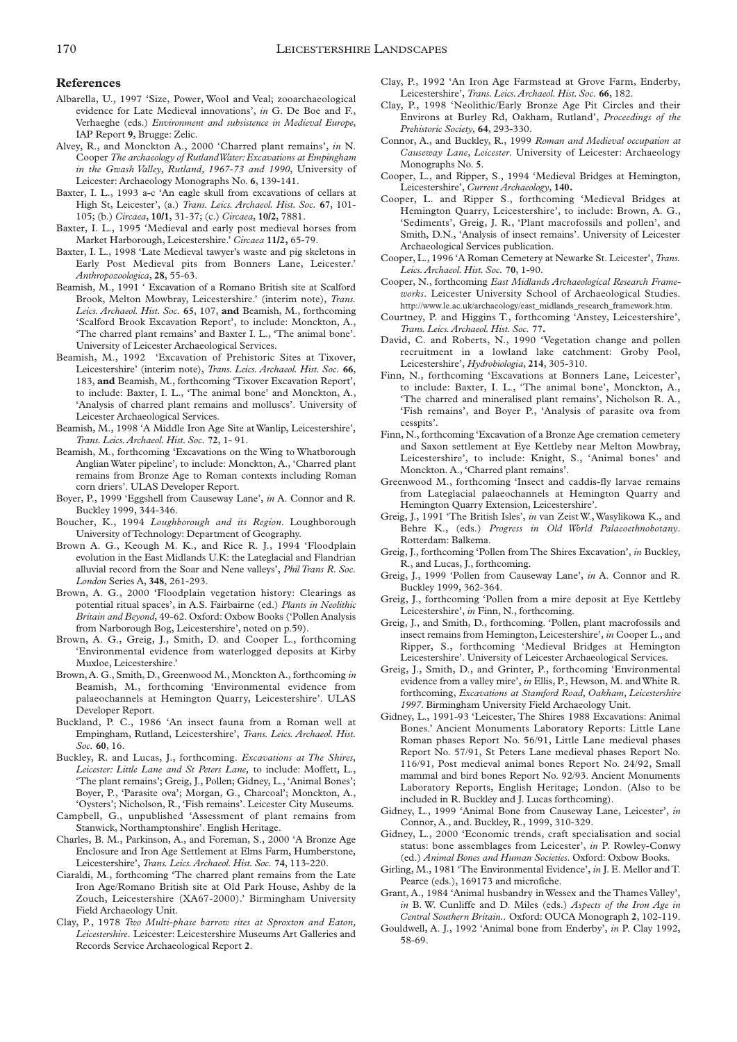## References

Albarella, U., 1997 'Size, Power, Wool and Veal; zooarchaeological evidence for Late Medieval innovations', *in* G. De Boe and F., Verhaeghe (eds.) *Environment and subsistence in Medieval Europe*, IAP Report **9**, Brugge: Zelic.

Alvey, R., and Monckton A., 2000 'Charred plant remains', *in* N. Cooper *The archaeology of Rutland Water: Excavations at Empingham in the Gwash Valley, Rutland, 1967-73 and 1990*, University of Leicester: Archaeology Monographs No. **6**, 139-141.

Baxter, I. L., 1993 a-c 'An eagle skull from excavations of cellars at High St, Leicester', (a.) *Trans. Leics. Archaeol. Hist. Soc.* **67**, 101-105; (b.) *Circaea*, **10/1**, 31-37; (c.) *Circaea*, **10/2**, 7881.

Baxter, I. L., 1995 'Medieval and early post medieval horses from Market Harborough, Leicestershire.' *Circaea* **11/2**, 65-79.

Baxter, I. L., 1998 'Late Medieval tawyer's waste and pig skeletons in Early Post Medieval pits from Bonners Lane, Leicester.' *Anthropozoologica*, **28**, 55-63.

Beamish, M., 1991 ' Excavation of a Romano British site at Scalford Brook, Melton Mowbray, Leicestershire.' (interim note), *Trans. Leics. Archaeol. Hist. Soc.* **65**, 107, **and** Beamish, M., forthcoming 'Scalford Brook Excavation Report', to include: Monckton, A., 'The charred plant remains' and Baxter I. L., 'The animal bone'. University of Leicester Archaeological Services.

Beamish, M., 1992 'Excavation of Prehistoric Sites at Tixover, Leicestershire' (interim note), *Trans. Leics. Archaeol. Hist. Soc.* **66**, 183, **and** Beamish, M., forthcoming 'Tixover Excavation Report', to include: Baxter, I. L., 'The animal bone' and Monckton, A., 'Analysis of charred plant remains and molluscs'. University of Leicester Archaeological Services.

Beamish, M., 1998 'A Middle Iron Age Site at Wanlip, Leicestershire', *Trans. Leics. Archaeol. Hist. Soc.* **72**, 1- 91.

Beamish, M., forthcoming 'Excavations on the Wing to Whatborough Anglian Water pipeline', to include: Monckton, A., 'Charred plant remains from Bronze Age to Roman contexts including Roman corn driers'. ULAS Developer Report.

Boyer, P., 1999 'Eggshell from Causeway Lane', *in* A. Connor and R. Buckley 1999, 344-346.

Boucher, K., 1994 *Loughborough and its Region*. Loughborough University of Technology: Department of Geography.

Brown A. G., Keough M. K., and Rice R. J., 1994 'Floodplain evolution in the East Midlands U.K: the Lateglacial and Flandrian alluvial record from the Soar and Nene valleys', *Phil Trans R. Soc. London* Series A, **348**, 261-293.

Brown, A. G., 2000 'Floodplain vegetation history: Clearings as potential ritual spaces', in A.S. Fairbairne (ed.) *Plants in Neolithic Britain and Beyond*, 49-62. Oxford: Oxbow Books ('Pollen Analysis from Narborough Bog, Leicestershire', noted on p.59).

Brown, A. G., Greig, J., Smith, D. and Cooper L., forthcoming 'Environmental evidence from waterlogged deposits at Kirby Muxloe, Leicestershire.'

Brown, A. G., Smith, D., Greenwood M., Monckton A., forthcoming *in* Beamish, M., forthcoming 'Environmental evidence from palaeochannels at Hemington Quarry, Leicestershire'. ULAS Developer Report.

Buckland, P. C., 1986 'An insect fauna from a Roman well at Empingham, Rutland, Leicestershire', *Trans. Leics. Archaeol. Hist. Soc.* **60**, 16.

Buckley, R. and Lucas, J., forthcoming. *Excavations at The Shires, Leicester: Little Lane and St Peters Lane,* to include: Moffett, L., 'The plant remains'; Greig, J., Pollen; Gidney, L., 'Animal Bones'; Boyer, P., 'Parasite ova'; Morgan, G., 'Charcoal'; Monckton, A., 'Oysters'; Nicholson, R., 'Fish remains'. Leicester City Museums.

Campbell, G., unpublished 'Assessment of plant remains from Stanwick, Northamptonshire'. English Heritage.

Charles, B. M., Parkinson, A., and Foreman, S., 2000 'A Bronze Age Enclosure and Iron Age Settlement at Elms Farm, Humberstone, Leicestershire', *Trans. Leics. Archaeol. Hist. Soc.* **74**, 113-220.

Ciaraldi, M., forthcoming 'The charred plant remains from the Late Iron Age/Romano British site at Old Park House, Ashby de la Zouch, Leicestershire (XA67-2000).' Birmingham University Field Archaeology Unit.

Clay, P., 1978 *Two Multi-phase barrow sites at Sproxton and Eaton, Leicestershire*. Leicester: Leicestershire Museums Art Galleries and Records Service Archaeological Report **2**.

Clay, P., 1992 'An Iron Age Farmstead at Grove Farm, Enderby, Leicestershire', *Trans. Leics. Archaeol. Hist. Soc.* **66**, 182.

Clay, P., 1998 'Neolithic/Early Bronze Age Pit Circles and their Environs at Burley Rd, Oakham, Rutland', *Proceedings of the Prehistoric Society,* **64**, 293-330.

Connor, A., and Buckley, R., 1999 *Roman and Medieval occupation at Causeway Lane, Leicester*. University of Leicester: Archaeology Monographs No. **5**.

Cooper, L., and Ripper, S., 1994 'Medieval Bridges at Hemington, Leicestershire', *Current Archaeology*, **140.**

Cooper, L. and Ripper S., forthcoming 'Medieval Bridges at Hemington Quarry, Leicestershire', to include: Brown, A. G., 'Sediments', Greig, J. R., 'Plant macrofossils and pollen', and Smith, D.N., 'Analysis of insect remains'. University of Leicester Archaeological Services publication.

Cooper, L., 1996 'A Roman Cemetery at Newarke St. Leicester', *Trans. Leics. Archaeol. Hist. Soc.* **70**, 1-90.

Cooper, N., forthcoming *East Midlands Archaeological Research Frameworks*. Leicester University School of Archaeological Studies. http://www.le.ac.uk/archaeology/east_midlands_research_framework.htm.

Courtney, P. and Higgins T., forthcoming 'Anstey, Leicestershire', *Trans. Leics. Archaeol. Hist. Soc.* **77.**

David, C. and Roberts, N., 1990 'Vegetation change and pollen recruitment in a lowland lake catchment: Groby Pool, Leicestershire', *Hydrobiologia*, **214**, 305-310.

Finn, N., forthcoming 'Excavations at Bonners Lane, Leicester', to include: Baxter, I. L., 'The animal bone', Monckton, A., 'The charred and mineralised plant remains', Nicholson R. A., 'Fish remains', and Boyer P., 'Analysis of parasite ova from cesspits'.

Finn, N., forthcoming 'Excavation of a Bronze Age cremation cemetery and Saxon settlement at Eye Kettleby near Melton Mowbray, Leicestershire', to include: Knight, S., 'Animal bones' and Monckton. A., 'Charred plant remains'.

Greenwood M., forthcoming 'Insect and caddis-fly larvae remains from Lateglacial palaeochannels at Hemington Quarry and Hemington Quarry Extension, Leicestershire'.

Greig, J., 1991 'The British Isles', *in* van Zeist W., Wasylikowa K., and Behre K., (eds.) *Progress in Old World Palaeoethnobotany*. Rotterdam: Balkema.

Greig, J., forthcoming 'Pollen from The Shires Excavation', *in* Buckley, R., and Lucas, J., forthcoming.

Greig, J., 1999 'Pollen from Causeway Lane', *in* A. Connor and R. Buckley 1999, 362-364.

Greig, J., forthcoming 'Pollen from a mire deposit at Eye Kettleby Leicestershire', *in* Finn, N., forthcoming.

Greig, J., and Smith, D., forthcoming. 'Pollen, plant macrofossils and insect remains from Hemington, Leicestershire', *in* Cooper L., and Ripper, S., forthcoming 'Medieval Bridges at Hemington Leicestershire'. University of Leicester Archaeological Services.

Greig, J., Smith, D., and Grinter, P., forthcoming 'Environmental evidence from a valley mire', *in* Ellis, P., Hewson, M. and White R. forthcoming, *Excavations at Stamford Road, Oakham, Leicestershire 1997*. Birmingham University Field Archaeology Unit.

Gidney, L., 1991-93 'Leicester, The Shires 1988 Excavations: Animal Bones.' Ancient Monuments Laboratory Reports: Little Lane Roman phases Report No. 56/91, Little Lane medieval phases Report No. 57/91, St Peters Lane medieval phases Report No. 116/91, Post medieval animal bones Report No. 24/92, Small mammal and bird bones Report No. 92/93. Ancient Monuments Laboratory Reports, English Heritage; London. (Also to be included in R. Buckley and J. Lucas forthcoming).

Gidney, L., 1999 'Animal Bone from Causeway Lane, Leicester', *in* Connor, A., and. Buckley, R., 1999, 310-329.

Gidney, L., 2000 'Economic trends, craft specialisation and social status: bone assemblages from Leicester', *in* P. Rowley-Conwy (ed.) *Animal Bones and Human Societies*. Oxford: Oxbow Books.

Girling, M., 1981 'The Environmental Evidence', *in* J. E. Mellor and T. Pearce (eds.), 169173 and microfiche.

Grant, A., 1984 'Animal husbandry in Wessex and the Thames Valley', *in* B. W. Cunliffe and D. Miles (eds.) *Aspects of the Iron Age in Central Southern Britain.*. Oxford: OUCA Monograph **2**, 102-119.

Gouldwell, A. J., 1992 'Animal bone from Enderby', *in* P. Clay 1992, 58-69.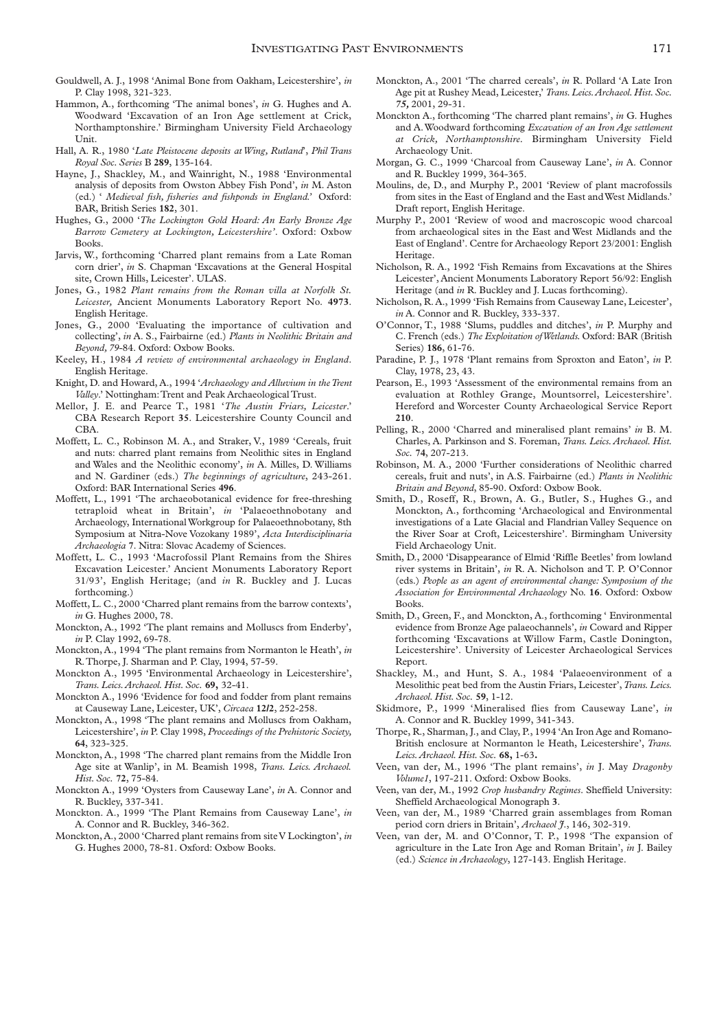Gouldwell, A. J., 1998 'Animal Bone from Oakham, Leicestershire', *in* P. Clay 1998, 321-323.

Hammon, A., forthcoming 'The animal bones', *in* G. Hughes and A. Woodward 'Excavation of an Iron Age settlement at Crick, Northamptonshire.' Birmingham University Field Archaeology Unit.

Hall, A. R., 1980 '*Late Pleistocene deposits at Wing, Rutland*', *Phil Trans Royal Soc. Series* B **289**, 135-164.

Hayne, J., Shackley, M., and Wainright, N., 1988 'Environmental analysis of deposits from Owston Abbey Fish Pond', *in* M. Aston (ed.) ' *Medieval fish, fisheries and fishponds in England.*' Oxford: BAR, British Series **182**, 301.

Hughes, G., 2000 '*The Lockington Gold Hoard: An Early Bronze Age Barrow Cemetery at Lockington, Leicestershire*'. Oxford: Oxbow Books.

Jarvis, W., forthcoming 'Charred plant remains from a Late Roman corn drier', *in* S. Chapman 'Excavations at the General Hospital site, Crown Hills, Leicester'. ULAS.

Jones, G., 1982 *Plant remains from the Roman villa at Norfolk St. Leicester,* Ancient Monuments Laboratory Report No. **4973**. English Heritage.

Jones, G., 2000 'Evaluating the importance of cultivation and collecting', *in* A. S., Fairbairne (ed.) *Plants in Neolithic Britain and Beyond*, 79-84. Oxford: Oxbow Books.

Keeley, H., 1984 *A review of environmental archaeology in England*. English Heritage.

Knight, D. and Howard, A., 1994 '*Archaeology and Alluvium in the Trent Valley*.' Nottingham: Trent and Peak Archaeological Trust.

Mellor, J. E. and Pearce T., 1981 '*The Austin Friars, Leicester*.' CBA Research Report **35**. Leicestershire County Council and CBA.

Moffett, L. C., Robinson M. A., and Straker, V., 1989 'Cereals, fruit and nuts: charred plant remains from Neolithic sites in England and Wales and the Neolithic economy', *in* A. Milles, D. Williams and N. Gardiner (eds.) *The beginnings of agriculture*, 243-261. Oxford: BAR International Series **496**.

Moffett, L., 1991 'The archaeobotanical evidence for free-threshing tetraploid wheat in Britain', *in* 'Palaeoethnobotany and Archaeology, International Workgroup for Palaeoethnobotany, 8th Symposium at Nitra-Nove Vozokany 1989', *Acta Interdisciplinaria Archaeologia* **7**. Nitra: Slovac Academy of Sciences.

Moffett, L. C., 1993 'Macrofossil Plant Remains from the Shires Excavation Leicester.' Ancient Monuments Laboratory Report 31/93', English Heritage; (and *in* R. Buckley and J. Lucas forthcoming.)

Moffett, L. C., 2000 'Charred plant remains from the barrow contexts', *in* G. Hughes 2000, 78.

Monckton, A., 1992 'The plant remains and Molluscs from Enderby', *in* P. Clay 1992, 69-78.

Monckton, A., 1994 'The plant remains from Normanton le Heath', *in* R. Thorpe, J. Sharman and P. Clay, 1994, 57-59.

Monckton A., 1995 'Environmental Archaeology in Leicestershire', *Trans. Leics. Archaeol. Hist. Soc.* **69,** 32-41.

Monckton A., 1996 'Evidence for food and fodder from plant remains at Causeway Lane, Leicester, UK', *Circaea* **12/2**, 252-258.

Monckton, A., 1998 'The plant remains and Molluscs from Oakham, Leicestershire', *in* P. Clay 1998, *Proceedings of the Prehistoric Society,* **64**, 323-325.

Monckton, A., 1998 'The charred plant remains from the Middle Iron Age site at Wanlip', in M. Beamish 1998, *Trans. Leics. Archaeol. Hist. Soc.* **72**, 75-84.

Monckton A., 1999 'Oysters from Causeway Lane', *in* A. Connor and R. Buckley, 337-341.

Monckton. A., 1999 'The Plant Remains from Causeway Lane', *in* A. Connor and R. Buckley, 346-362.

Monckton, A., 2000 'Charred plant remains from site V Lockington', *in* G. Hughes 2000, 78-81. Oxford: Oxbow Books.

Monckton, A., 2001 'The charred cereals', *in* R. Pollard 'A Late Iron Age pit at Rushey Mead, Leicester,' *Trans. Leics. Archaeol. Hist. Soc. 75,* 2001, 29-31.

Monckton A., forthcoming 'The charred plant remains', *in* G. Hughes and A. Woodward forthcoming *Excavation of an Iron Age settlement at Crick, Northamptonshire*. Birmingham University Field Archaeology Unit.

Morgan, G. C., 1999 'Charcoal from Causeway Lane', *in* A. Connor and R. Buckley 1999, 364-365.

Moulins, de, D., and Murphy P., 2001 'Review of plant macrofossils from sites in the East of England and the East and West Midlands.' Draft report, English Heritage.

Murphy P., 2001 'Review of wood and macroscopic wood charcoal from archaeological sites in the East and West Midlands and the East of England'. Centre for Archaeology Report 23/2001: English Heritage.

Nicholson, R. A., 1992 'Fish Remains from Excavations at the Shires Leicester', Ancient Monuments Laboratory Report 56/92: English Heritage (and *in* R. Buckley and J. Lucas forthcoming).

Nicholson, R. A., 1999 'Fish Remains from Causeway Lane, Leicester', *in* A. Connor and R. Buckley, 333-337.

O'Connor, T., 1988 'Slums, puddles and ditches', *in* P. Murphy and C. French (eds.) *The Exploitation of Wetlands.* Oxford: BAR (British Series) **186**, 61-76.

Paradine, P. J., 1978 'Plant remains from Sproxton and Eaton', *in* P. Clay, 1978, 23, 43.

Pearson, E., 1993 'Assessment of the environmental remains from an evaluation at Rothley Grange, Mountsorrel, Leicestershire'. Hereford and Worcester County Archaeological Service Report **210**.

Pelling, R., 2000 'Charred and mineralised plant remains' *in* B. M. Charles, A. Parkinson and S. Foreman, *Trans. Leics. Archaeol. Hist. Soc.* **74**, 207-213.

Robinson, M. A., 2000 'Further considerations of Neolithic charred cereals, fruit and nuts', in A.S. Fairbairne (ed.) *Plants in Neolithic Britain and Beyond*, 85-90. Oxford: Oxbow Book.

Smith, D., Roseff, R., Brown, A. G., Butler, S., Hughes G., and Monckton, A., forthcoming 'Archaeological and Environmental investigations of a Late Glacial and Flandrian Valley Sequence on the River Soar at Croft, Leicestershire'. Birmingham University Field Archaeology Unit.

Smith, D., 2000 'Disappearance of Elmid 'Riffle Beetles' from lowland river systems in Britain', *in* R. A. Nicholson and T. P. O'Connor (eds.) *People as an agent of environmental change: Symposium of the Association for Environmental Archaeology* No. **16**. Oxford: Oxbow Books.

Smith, D., Green, F., and Monckton, A., forthcoming ' Environmental evidence from Bronze Age palaeochannels', *in* Coward and Ripper forthcoming 'Excavations at Willow Farm, Castle Donington, Leicestershire'. University of Leicester Archaeological Services Report.

Shackley, M., and Hunt, S. A., 1984 'Palaeoenvironment of a Mesolithic peat bed from the Austin Friars, Leicester', *Trans. Leics. Archaeol. Hist. Soc.* **59**, 1-12.

Skidmore, P., 1999 'Mineralised flies from Causeway Lane', *in* A. Connor and R. Buckley 1999, 341-343.

Thorpe, R., Sharman, J., and Clay, P., 1994 'An Iron Age and Romano-British enclosure at Normanton le Heath, Leicestershire', *Trans. Leics. Archaeol. Hist. Soc.* **68,** 1-63**.**

Veen, van der, M., 1996 'The plant remains', *in* J. May *Dragonby Volume1*, 197-211. Oxford: Oxbow Books.

Veen, van der, M., 1992 *Crop husbandry Regimes*. Sheffield University: Sheffield Archaeological Monograph **3**.

Veen, van der, M., 1989 'Charred grain assemblages from Roman period corn driers in Britain', *Archaeol J.*, 146, 302-319.

Veen, van der, M. and O'Connor, T. P., 1998 'The expansion of agriculture in the Late Iron Age and Roman Britain', *in* J. Bailey (ed.) *Science in Archaeology*, 127-143. English Heritage.